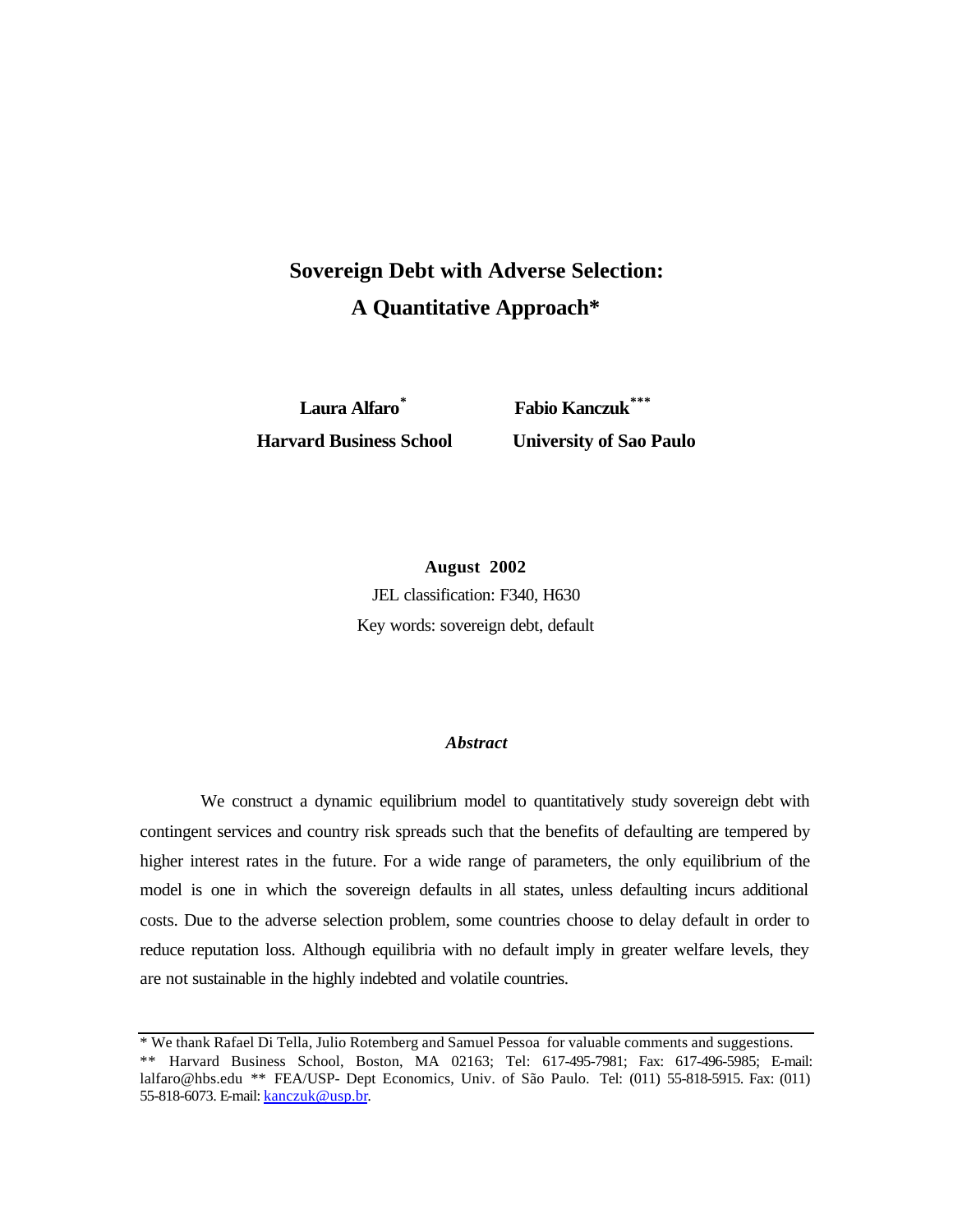# Sovereign Debt with Adverse Selection: A Quantitative Approach*

**Laura Alfaro*** — **Harvard Business School**

**Fabio Kanczuk***** — **University of Sao Paulo**

**August 2002**

JEL classification: F340, H630

Key words: sovereign debt, default

### *Abstract*

We construct a dynamic equilibrium model to quantitatively study sovereign debt with contingent services and country risk spreads such that the benefits of defaulting are tempered by higher interest rates in the future. For a wide range of parameters, the only equilibrium of the model is one in which the sovereign defaults in all states, unless defaulting incurs additional costs. Due to the adverse selection problem, some countries choose to delay default in order to reduce reputation loss. Although equilibria with no default imply in greater welfare levels, they are not sustainable in the highly indebted and volatile countries.

---

* We thank Rafael Di Tella, Julio Rotemberg and Samuel Pessoa for valuable comments and suggestions.
** Harvard Business School, Boston, MA 02163; Tel: 617-495-7981; Fax: 617-496-5985; E-mail: lalfaro@hbs.edu ** FEA/USP- Dept Economics, Univ. of São Paulo. Tel: (011) 55-818-5915. Fax: (011) 55-818-6073. E-mail: kanczuk@usp.br.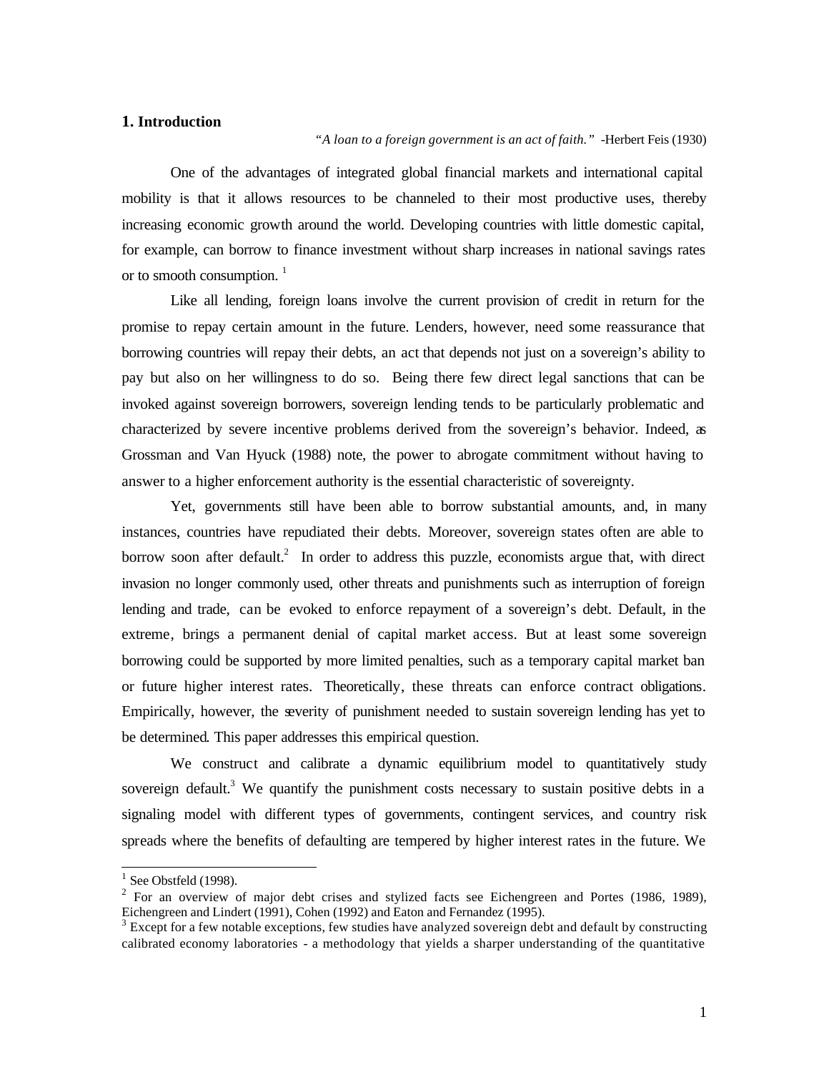## 1. Introduction

*"A loan to a foreign government is an act of faith."* -Herbert Feis (1930)

One of the advantages of integrated global financial markets and international capital mobility is that it allows resources to be channeled to their most productive uses, thereby increasing economic growth around the world. Developing countries with little domestic capital, for example, can borrow to finance investment without sharp increases in national savings rates or to smooth consumption. [1]

Like all lending, foreign loans involve the current provision of credit in return for the promise to repay certain amount in the future. Lenders, however, need some reassurance that borrowing countries will repay their debts, an act that depends not just on a sovereign's ability to pay but also on her willingness to do so. Being there few direct legal sanctions that can be invoked against sovereign borrowers, sovereign lending tends to be particularly problematic and characterized by severe incentive problems derived from the sovereign's behavior. Indeed, as Grossman and Van Hyuck (1988) note, the power to abrogate commitment without having to answer to a higher enforcement authority is the essential characteristic of sovereignty.

Yet, governments still have been able to borrow substantial amounts, and, in many instances, countries have repudiated their debts. Moreover, sovereign states often are able to borrow soon after default.[2] In order to address this puzzle, economists argue that, with direct invasion no longer commonly used, other threats and punishments such as interruption of foreign lending and trade, can be evoked to enforce repayment of a sovereign's debt. Default, in the extreme, brings a permanent denial of capital market access. But at least some sovereign borrowing could be supported by more limited penalties, such as a temporary capital market ban or future higher interest rates. Theoretically, these threats can enforce contract obligations. Empirically, however, the severity of punishment needed to sustain sovereign lending has yet to be determined. This paper addresses this empirical question.

We construct and calibrate a dynamic equilibrium model to quantitatively study sovereign default.[3] We quantify the punishment costs necessary to sustain positive debts in a signaling model with different types of governments, contingent services, and country risk spreads where the benefits of defaulting are tempered by higher interest rates in the future. We

---

[1] See Obstfeld (1998).

[2] For an overview of major debt crises and stylized facts see Eichengreen and Portes (1986, 1989), Eichengreen and Lindert (1991), Cohen (1992) and Eaton and Fernandez (1995).

[3] Except for a few notable exceptions, few studies have analyzed sovereign debt and default by constructing calibrated economy laboratories - a methodology that yields a sharper understanding of the quantitative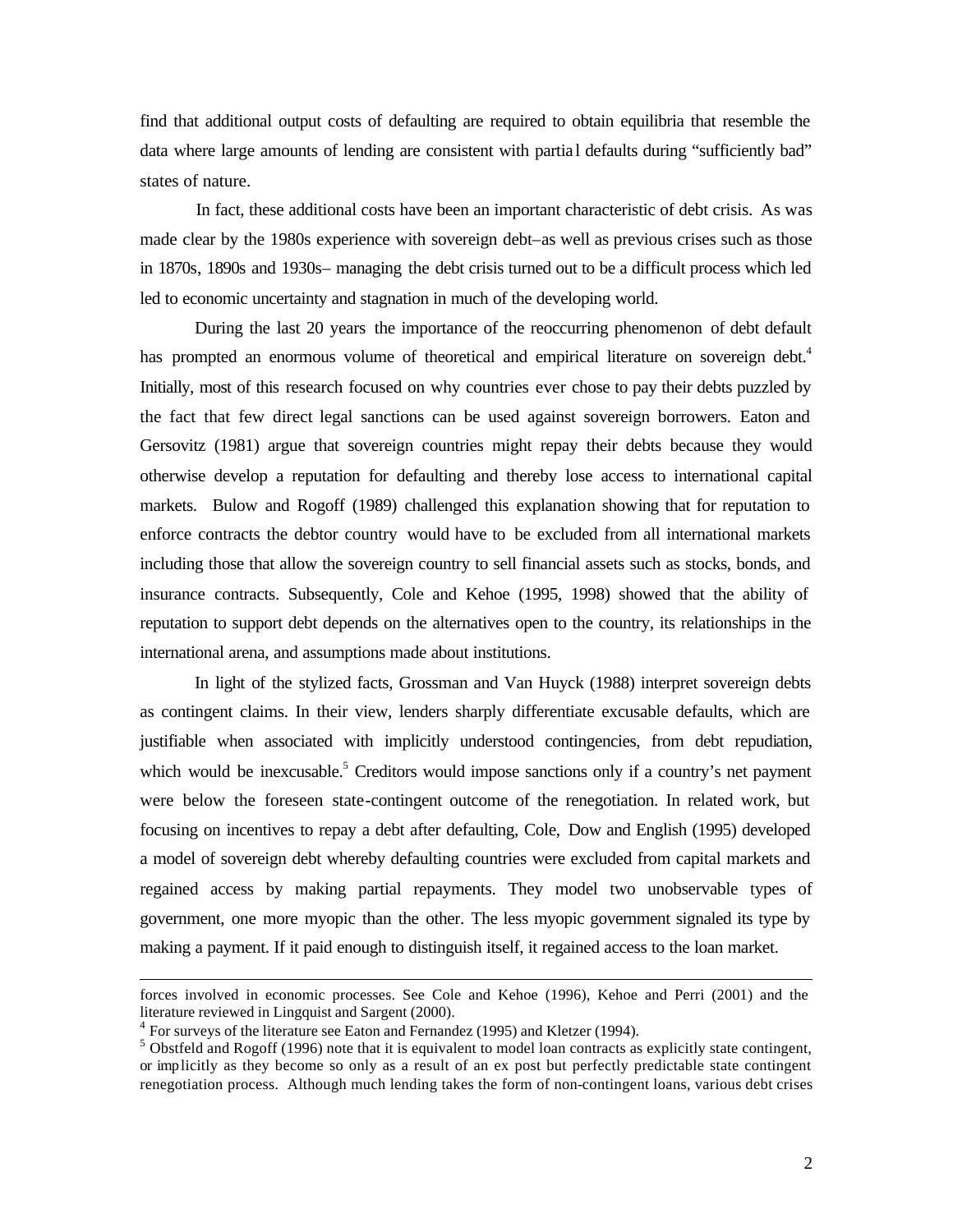find that additional output costs of defaulting are required to obtain equilibria that resemble the data where large amounts of lending are consistent with partial defaults during "sufficiently bad" states of nature.

In fact, these additional costs have been an important characteristic of debt crisis. As was made clear by the 1980s experience with sovereign debt–as well as previous crises such as those in 1870s, 1890s and 1930s– managing the debt crisis turned out to be a difficult process which led led to economic uncertainty and stagnation in much of the developing world.

During the last 20 years the importance of the reoccurring phenomenon of debt default has prompted an enormous volume of theoretical and empirical literature on sovereign debt.[4] Initially, most of this research focused on why countries ever chose to pay their debts puzzled by the fact that few direct legal sanctions can be used against sovereign borrowers. Eaton and Gersovitz (1981) argue that sovereign countries might repay their debts because they would otherwise develop a reputation for defaulting and thereby lose access to international capital markets. Bulow and Rogoff (1989) challenged this explanation showing that for reputation to enforce contracts the debtor country would have to be excluded from all international markets including those that allow the sovereign country to sell financial assets such as stocks, bonds, and insurance contracts. Subsequently, Cole and Kehoe (1995, 1998) showed that the ability of reputation to support debt depends on the alternatives open to the country, its relationships in the international arena, and assumptions made about institutions.

In light of the stylized facts, Grossman and Van Huyck (1988) interpret sovereign debts as contingent claims. In their view, lenders sharply differentiate excusable defaults, which are justifiable when associated with implicitly understood contingencies, from debt repudiation, which would be inexcusable.[5] Creditors would impose sanctions only if a country's net payment were below the foreseen state-contingent outcome of the renegotiation. In related work, but focusing on incentives to repay a debt after defaulting, Cole, Dow and English (1995) developed a model of sovereign debt whereby defaulting countries were excluded from capital markets and regained access by making partial repayments. They model two unobservable types of government, one more myopic than the other. The less myopic government signaled its type by making a payment. If it paid enough to distinguish itself, it regained access to the loan market.

---

forces involved in economic processes. See Cole and Kehoe (1996), Kehoe and Perri (2001) and the literature reviewed in Lingquist and Sargent (2000).

[4] For surveys of the literature see Eaton and Fernandez (1995) and Kletzer (1994).

[5] Obstfeld and Rogoff (1996) note that it is equivalent to model loan contracts as explicitly state contingent, or implicitly as they become so only as a result of an ex post but perfectly predictable state contingent renegotiation process. Although much lending takes the form of non-contingent loans, various debt crises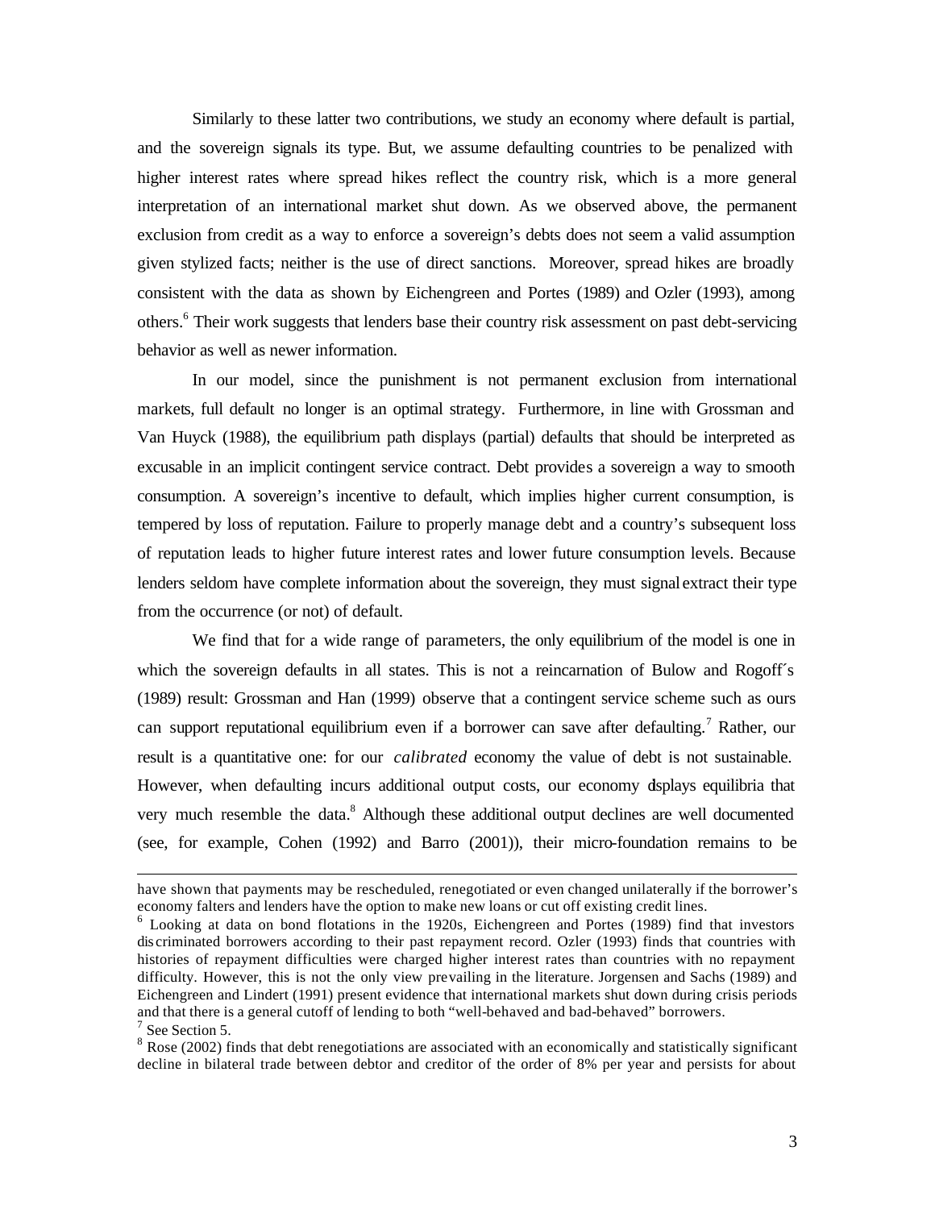Similarly to these latter two contributions, we study an economy where default is partial, and the sovereign signals its type. But, we assume defaulting countries to be penalized with higher interest rates where spread hikes reflect the country risk, which is a more general interpretation of an international market shut down. As we observed above, the permanent exclusion from credit as a way to enforce a sovereign's debts does not seem a valid assumption given stylized facts; neither is the use of direct sanctions. Moreover, spread hikes are broadly consistent with the data as shown by Eichengreen and Portes (1989) and Ozler (1993), among others.[6] Their work suggests that lenders base their country risk assessment on past debt-servicing behavior as well as newer information.

In our model, since the punishment is not permanent exclusion from international markets, full default no longer is an optimal strategy. Furthermore, in line with Grossman and Van Huyck (1988), the equilibrium path displays (partial) defaults that should be interpreted as excusable in an implicit contingent service contract. Debt provides a sovereign a way to smooth consumption. A sovereign's incentive to default, which implies higher current consumption, is tempered by loss of reputation. Failure to properly manage debt and a country's subsequent loss of reputation leads to higher future interest rates and lower future consumption levels. Because lenders seldom have complete information about the sovereign, they must signal extract their type from the occurrence (or not) of default.

We find that for a wide range of parameters, the only equilibrium of the model is one in which the sovereign defaults in all states. This is not a reincarnation of Bulow and Rogoff´s (1989) result: Grossman and Han (1999) observe that a contingent service scheme such as ours can support reputational equilibrium even if a borrower can save after defaulting.[7] Rather, our result is a quantitative one: for our *calibrated* economy the value of debt is not sustainable. However, when defaulting incurs additional output costs, our economy displays equilibria that very much resemble the data.[8] Although these additional output declines are well documented (see, for example, Cohen (1992) and Barro (2001)), their micro-foundation remains to be

---

have shown that payments may be rescheduled, renegotiated or even changed unilaterally if the borrower's economy falters and lenders have the option to make new loans or cut off existing credit lines.

[6] Looking at data on bond flotations in the 1920s, Eichengreen and Portes (1989) find that investors discriminated borrowers according to their past repayment record. Ozler (1993) finds that countries with histories of repayment difficulties were charged higher interest rates than countries with no repayment difficulty. However, this is not the only view prevailing in the literature. Jorgensen and Sachs (1989) and Eichengreen and Lindert (1991) present evidence that international markets shut down during crisis periods and that there is a general cutoff of lending to both "well-behaved and bad-behaved" borrowers.

[7] See Section 5.

[8] Rose (2002) finds that debt renegotiations are associated with an economically and statistically significant decline in bilateral trade between debtor and creditor of the order of 8% per year and persists for about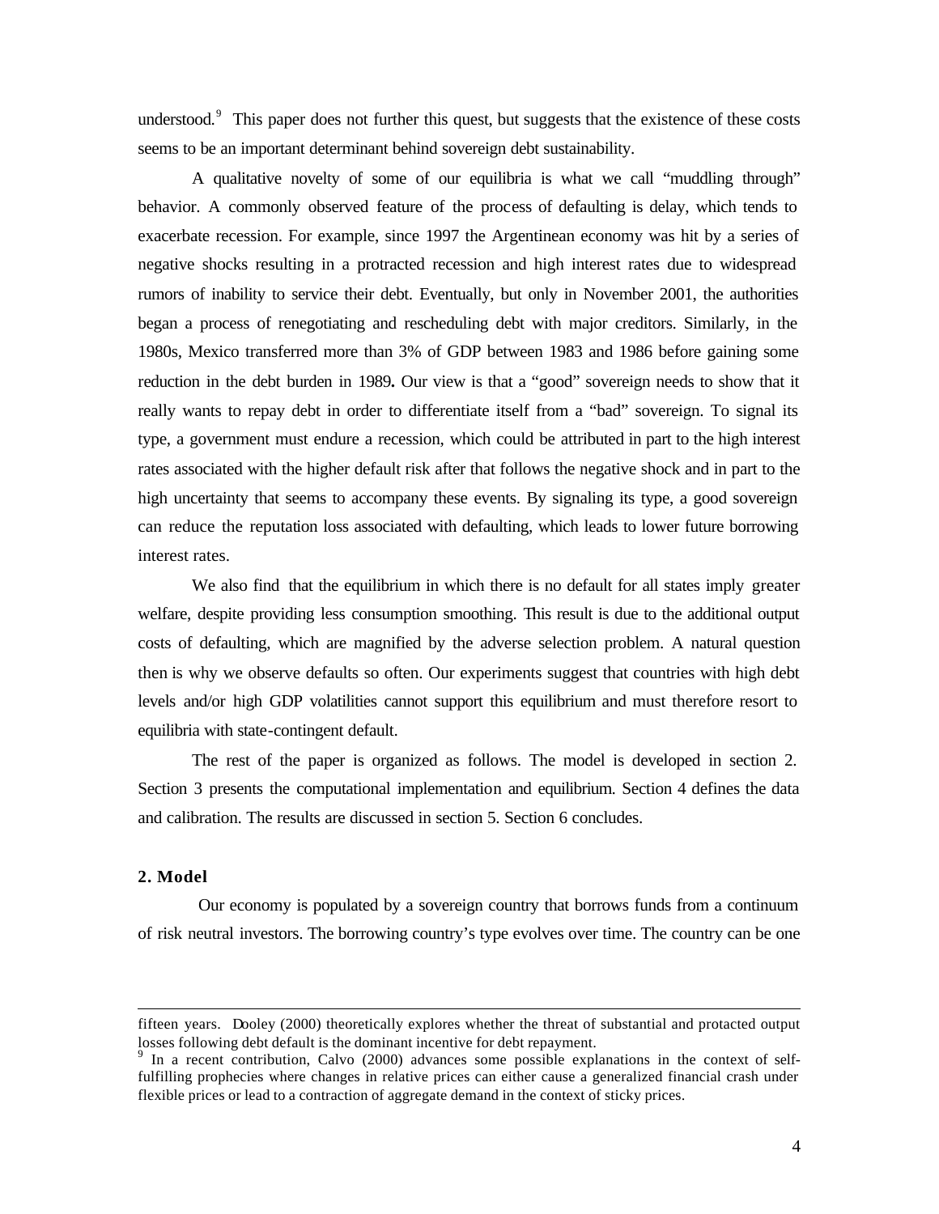understood.[9] This paper does not further this quest, but suggests that the existence of these costs seems to be an important determinant behind sovereign debt sustainability.

A qualitative novelty of some of our equilibria is what we call "muddling through" behavior. A commonly observed feature of the process of defaulting is delay, which tends to exacerbate recession. For example, since 1997 the Argentinean economy was hit by a series of negative shocks resulting in a protracted recession and high interest rates due to widespread rumors of inability to service their debt. Eventually, but only in November 2001, the authorities began a process of renegotiating and rescheduling debt with major creditors. Similarly, in the 1980s, Mexico transferred more than 3% of GDP between 1983 and 1986 before gaining some reduction in the debt burden in 1989**.** Our view is that a "good" sovereign needs to show that it really wants to repay debt in order to differentiate itself from a "bad" sovereign. To signal its type, a government must endure a recession, which could be attributed in part to the high interest rates associated with the higher default risk after that follows the negative shock and in part to the high uncertainty that seems to accompany these events. By signaling its type, a good sovereign can reduce the reputation loss associated with defaulting, which leads to lower future borrowing interest rates.

We also find that the equilibrium in which there is no default for all states imply greater welfare, despite providing less consumption smoothing. This result is due to the additional output costs of defaulting, which are magnified by the adverse selection problem. A natural question then is why we observe defaults so often. Our experiments suggest that countries with high debt levels and/or high GDP volatilities cannot support this equilibrium and must therefore resort to equilibria with state-contingent default.

The rest of the paper is organized as follows. The model is developed in section 2. Section 3 presents the computational implementation and equilibrium. Section 4 defines the data and calibration. The results are discussed in section 5. Section 6 concludes.

## 2. Model

Our economy is populated by a sovereign country that borrows funds from a continuum of risk neutral investors. The borrowing country's type evolves over time. The country can be one

---

fifteen years. Dooley (2000) theoretically explores whether the threat of substantial and protacted output losses following debt default is the dominant incentive for debt repayment.

[9] In a recent contribution, Calvo (2000) advances some possible explanations in the context of self-fulfilling prophecies where changes in relative prices can either cause a generalized financial crash under flexible prices or lead to a contraction of aggregate demand in the context of sticky prices.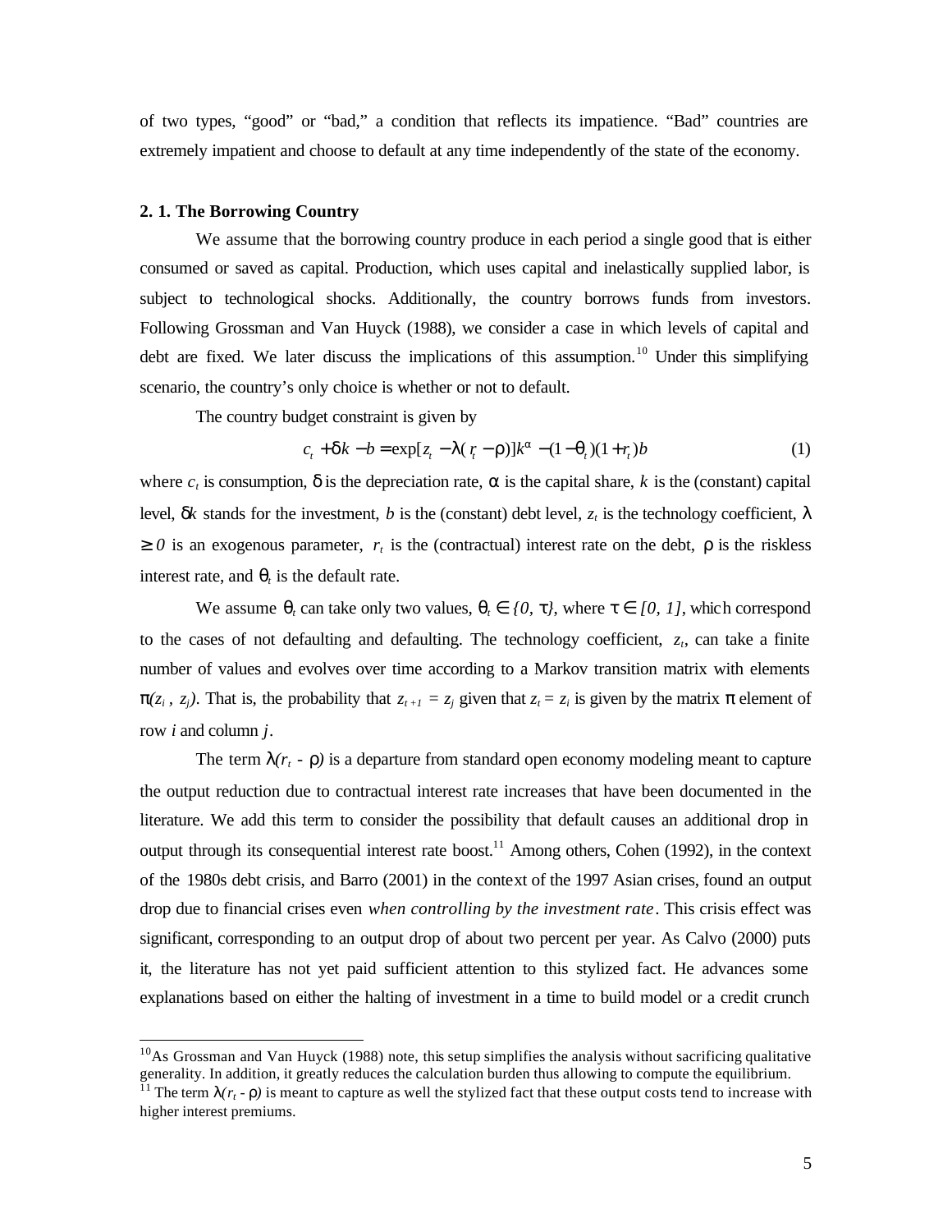of two types, "good" or "bad," a condition that reflects its impatience. "Bad" countries are extremely impatient and choose to default at any time independently of the state of the economy.

### 2. 1. The Borrowing Country

We assume that the borrowing country produce in each period a single good that is either consumed or saved as capital. Production, which uses capital and inelastically supplied labor, is subject to technological shocks. Additionally, the country borrows funds from investors. Following Grossman and Van Huyck (1988), we consider a case in which levels of capital and debt are fixed. We later discuss the implications of this assumption.[10] Under this simplifying scenario, the country's only choice is whether or not to default.

The country budget constraint is given by

$$c_t + \delta k - b = \exp[z_t - \lambda(r_t - \rho)]k^{\alpha} - (1 - \theta_t)(1 + r_t)b \tag{1}$$

where $c_t$ is consumption, $\delta$ is the depreciation rate, $\alpha$ is the capital share, $k$ is the (constant) capital level, $\delta k$ stands for the investment, $b$ is the (constant) debt level, $z_t$ is the technology coefficient, $\lambda \geq 0$ is an exogenous parameter, $r_t$ is the (contractual) interest rate on the debt, $\rho$ is the riskless interest rate, and $\theta_t$ is the default rate.

We assume $\theta_t$ can take only two values, $\theta_t \in \{0, \tau\}$, where $\tau \in [0, 1]$, which correspond to the cases of not defaulting and defaulting. The technology coefficient, $z_t$, can take a finite number of values and evolves over time according to a Markov transition matrix with elements $\pi(z_i, z_j)$. That is, the probability that $z_{t+1} = z_j$ given that $z_t = z_i$ is given by the matrix $\pi$ element of row $i$ and column $j$.

The term $\lambda(r_t - \rho)$ is a departure from standard open economy modeling meant to capture the output reduction due to contractual interest rate increases that have been documented in the literature. We add this term to consider the possibility that default causes an additional drop in output through its consequential interest rate boost.[11] Among others, Cohen (1992), in the context of the 1980s debt crisis, and Barro (2001) in the context of the 1997 Asian crises, found an output drop due to financial crises even *when controlling by the investment rate*. This crisis effect was significant, corresponding to an output drop of about two percent per year. As Calvo (2000) puts it, the literature has not yet paid sufficient attention to this stylized fact. He advances some explanations based on either the halting of investment in a time to build model or a credit crunch

[10] As Grossman and Van Huyck (1988) note, this setup simplifies the analysis without sacrificing qualitative generality. In addition, it greatly reduces the calculation burden thus allowing to compute the equilibrium.

[11] The term $\lambda(r_t - \rho)$ is meant to capture as well the stylized fact that these output costs tend to increase with higher interest premiums.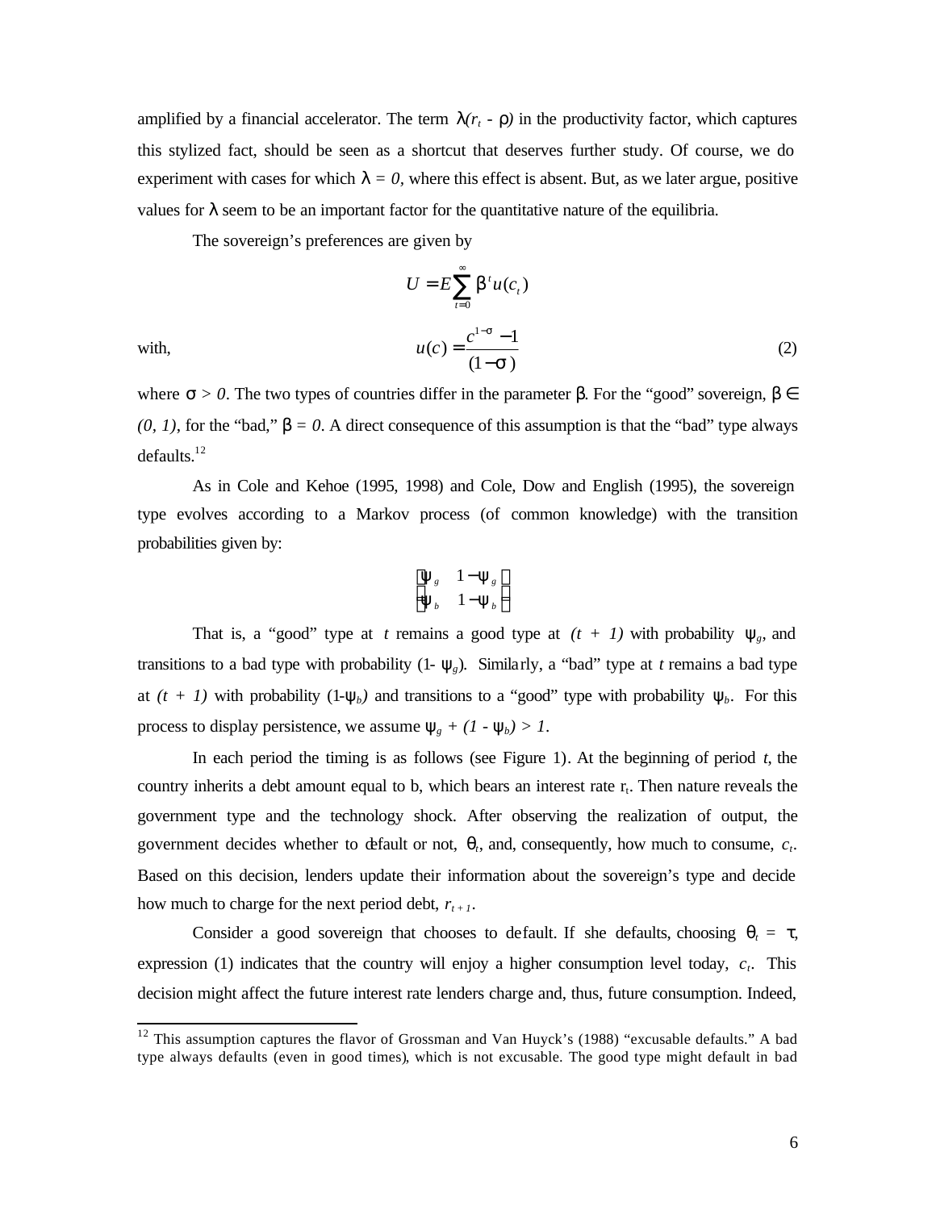amplified by a financial accelerator. The term $\lambda(r_t - \rho)$ in the productivity factor, which captures this stylized fact, should be seen as a shortcut that deserves further study. Of course, we do experiment with cases for which $\lambda = 0$, where this effect is absent. But, as we later argue, positive values for $\lambda$ seem to be an important factor for the quantitative nature of the equilibria.

The sovereign's preferences are given by

$$U = E\sum_{t=0}^{\infty} \beta^t u(c_t)$$

with,

$$u(c) = \frac{c^{1-\sigma} - 1}{(1-\sigma)} \tag{2}$$

where $\sigma > 0$. The two types of countries differ in the parameter $\beta$. For the "good" sovereign, $\beta \in (0, 1)$, for the "bad," $\beta = 0$. A direct consequence of this assumption is that the "bad" type always defaults.[12]

As in Cole and Kehoe (1995, 1998) and Cole, Dow and English (1995), the sovereign type evolves according to a Markov process (of common knowledge) with the transition probabilities given by:

$$\begin{bmatrix} \psi_g & 1-\psi_g \\ \psi_b & 1-\psi_b \end{bmatrix}$$

That is, a "good" type at $t$ remains a good type at $(t + 1)$ with probability $\psi_g$, and transitions to a bad type with probability $(1- \psi_g)$. Similarly, a "bad" type at $t$ remains a bad type at $(t + 1)$ with probability $(1-\psi_b)$ and transitions to a "good" type with probability $\psi_b$. For this process to display persistence, we assume $\psi_g + (1 - \psi_b) > 1$.

In each period the timing is as follows (see Figure 1). At the beginning of period $t$, the country inherits a debt amount equal to b, which bears an interest rate $r_t$. Then nature reveals the government type and the technology shock. After observing the realization of output, the government decides whether to default or not, $\theta_t$, and, consequently, how much to consume, $c_t$. Based on this decision, lenders update their information about the sovereign's type and decide how much to charge for the next period debt, $r_{t+1}$.

Consider a good sovereign that chooses to default. If she defaults, choosing $\theta_t = \tau$, expression (1) indicates that the country will enjoy a higher consumption level today, $c_t$. This decision might affect the future interest rate lenders charge and, thus, future consumption. Indeed,

[12] This assumption captures the flavor of Grossman and Van Huyck's (1988) "excusable defaults." A bad type always defaults (even in good times), which is not excusable. The good type might default in bad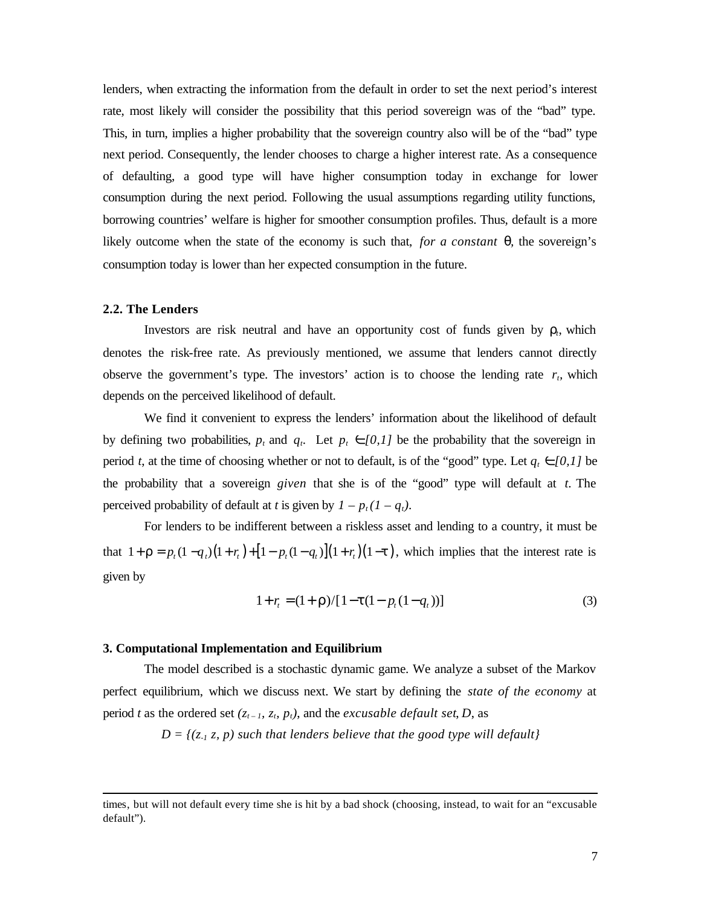lenders, when extracting the information from the default in order to set the next period's interest rate, most likely will consider the possibility that this period sovereign was of the "bad" type. This, in turn, implies a higher probability that the sovereign country also will be of the "bad" type next period. Consequently, the lender chooses to charge a higher interest rate. As a consequence of defaulting, a good type will have higher consumption today in exchange for lower consumption during the next period. Following the usual assumptions regarding utility functions, borrowing countries' welfare is higher for smoother consumption profiles. Thus, default is a more likely outcome when the state of the economy is such that, *for a constant* $\theta$, the sovereign's consumption today is lower than her expected consumption in the future.

### 2.2. The Lenders

Investors are risk neutral and have an opportunity cost of funds given by $\rho_t$, which denotes the risk-free rate. As previously mentioned, we assume that lenders cannot directly observe the government's type. The investors' action is to choose the lending rate $r_t$, which depends on the perceived likelihood of default.

We find it convenient to express the lenders' information about the likelihood of default by defining two probabilities, $p_t$ and $q_t$. Let $p_t \in [0,1]$ be the probability that the sovereign in period $t$, at the time of choosing whether or not to default, is of the "good" type. Let $q_t \in [0,1]$ be the probability that a sovereign *given* that she is of the "good" type will default at $t$. The perceived probability of default at $t$ is given by $1 - p_t(1 - q_t)$.

For lenders to be indifferent between a riskless asset and lending to a country, it must be that $1+\rho = p_t(1-q_t)(1+r_t) + [1-p_t(1-q_t)](1+r_t)(1-\tau)$, which implies that the interest rate is given by

$$1+r_t = (1+\rho)/[1-\tau(1-p_t(1-q_t))] \tag{3}$$

### 3. Computational Implementation and Equilibrium

The model described is a stochastic dynamic game. We analyze a subset of the Markov perfect equilibrium, which we discuss next. We start by defining the *state of the economy* at period $t$ as the ordered set $(z_{t-1}, z_t, p_t)$, and the *excusable default set*, $D$, as

$D$ = {$(z_{-1}\ z, p)$ *such that lenders believe that the good type will default*}

---

times, but will not default every time she is hit by a bad shock (choosing, instead, to wait for an "excusable default").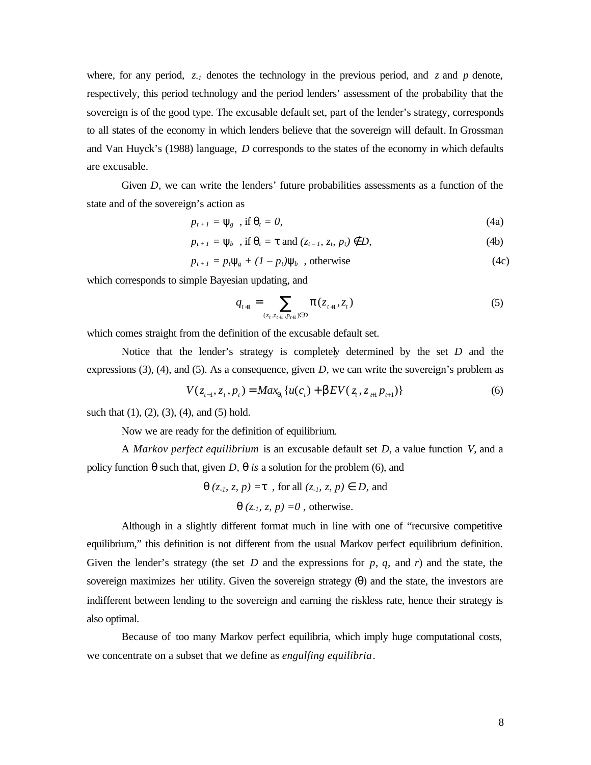where, for any period, $z_{-1}$ denotes the technology in the previous period, and $z$ and $p$ denote, respectively, this period technology and the period lenders' assessment of the probability that the sovereign is of the good type. The excusable default set, part of the lender's strategy, corresponds to all states of the economy in which lenders believe that the sovereign will default. In Grossman and Van Huyck's (1988) language, $D$ corresponds to the states of the economy in which defaults are excusable.

Given $D$, we can write the lenders' future probabilities assessments as a function of the state and of the sovereign's action as

$$p_{t+1} = \psi_g \ \text{, if } \theta_t = 0, \tag{4a}$$

$$p_{t+1} = \psi_b \ \text{, if } \theta_t = \tau \text{ and } (z_{t-1}, z_t, p_t) \notin D, \tag{4b}$$

$$p_{t+1} = p_t\psi_g + (1 - p_t)\psi_b \ \text{, otherwise} \tag{4c}$$

which corresponds to simple Bayesian updating, and

$$q_{t+1} = \sum_{(z_t, z_{t+1}, p_{t+1}) \in D} \pi(z_{t+1}, z_t) \tag{5}$$

which comes straight from the definition of the excusable default set.

Notice that the lender's strategy is completely determined by the set $D$ and the expressions (3), (4), and (5). As a consequence, given $D$, we can write the sovereign's problem as

$$V(z_{t-1}, z_t, p_t) = Max_{\theta_t}\{u(c_t) + \beta EV(z_t, z_{t+1} p_{t+1})\} \tag{6}$$

such that (1), (2), (3), (4), and (5) hold.

Now we are ready for the definition of equilibrium.

A *Markov perfect equilibrium* is an excusable default set $D$, a value function $V$, and a policy function $\theta$ such that, given $D$, $\theta$ *is* a solution for the problem (6), and

$$\theta(z_{-1}, z, p) = \tau \text{ , for all } (z_{-1}, z, p) \in D, \text{ and}$$

$$\theta(z_{-1}, z, p) = 0 \text{ , otherwise.}$$

Although in a slightly different format much in line with one of "recursive competitive equilibrium," this definition is not different from the usual Markov perfect equilibrium definition. Given the lender's strategy (the set $D$ and the expressions for $p$, $q$, and $r$) and the state, the sovereign maximizes her utility. Given the sovereign strategy ($\theta$) and the state, the investors are indifferent between lending to the sovereign and earning the riskless rate, hence their strategy is also optimal.

Because of too many Markov perfect equilibria, which imply huge computational costs, we concentrate on a subset that we define as *engulfing equilibria*.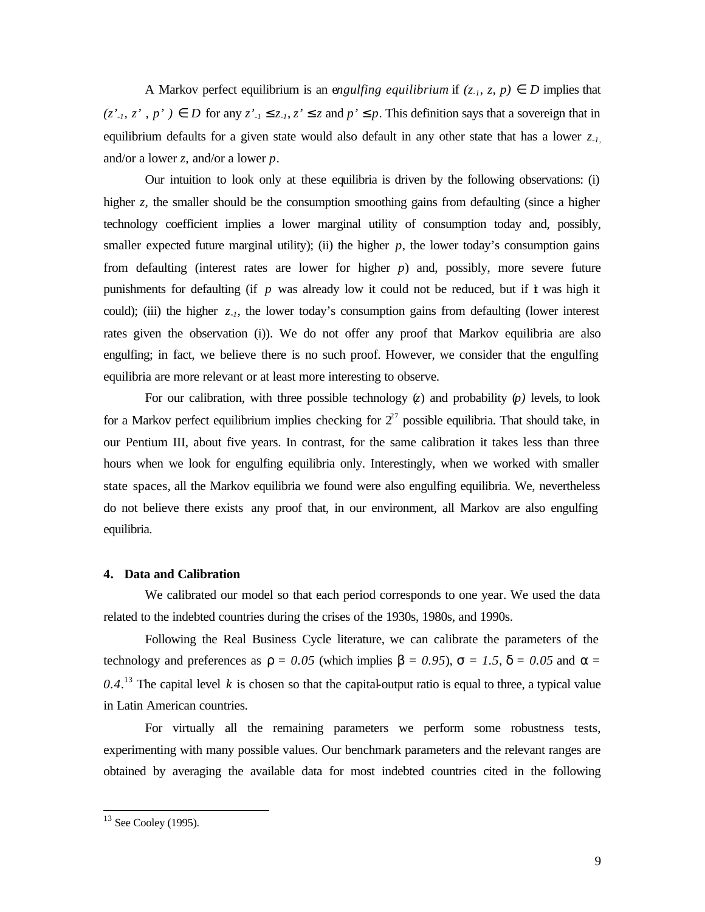A Markov perfect equilibrium is an *engulfing equilibrium* if $(z_{-1}, z, p) \in D$ implies that $(z'_{-1}, z', p') \in D$ for any $z'_{-1} \leq z_{-1}$, $z' \leq z$ and $p' \leq p$. This definition says that a sovereign that in equilibrium defaults for a given state would also default in any other state that has a lower $z_{-1}$, and/or a lower $z$, and/or a lower $p$.

Our intuition to look only at these equilibria is driven by the following observations: (i) higher $z$, the smaller should be the consumption smoothing gains from defaulting (since a higher technology coefficient implies a lower marginal utility of consumption today and, possibly, smaller expected future marginal utility); (ii) the higher $p$, the lower today's consumption gains from defaulting (interest rates are lower for higher $p$) and, possibly, more severe future punishments for defaulting (if $p$ was already low it could not be reduced, but if it was high it could); (iii) the higher $z_{-1}$, the lower today's consumption gains from defaulting (lower interest rates given the observation (i)). We do not offer any proof that Markov equilibria are also engulfing; in fact, we believe there is no such proof. However, we consider that the engulfing equilibria are more relevant or at least more interesting to observe.

For our calibration, with three possible technology ($z$) and probability ($p$) levels, to look for a Markov perfect equilibrium implies checking for $2^{27}$ possible equilibria. That should take, in our Pentium III, about five years. In contrast, for the same calibration it takes less than three hours when we look for engulfing equilibria only. Interestingly, when we worked with smaller state spaces, all the Markov equilibria we found were also engulfing equilibria. We, nevertheless do not believe there exists any proof that, in our environment, all Markov are also engulfing equilibria.

## 4. Data and Calibration

We calibrated our model so that each period corresponds to one year. We used the data related to the indebted countries during the crises of the 1930s, 1980s, and 1990s.

Following the Real Business Cycle literature, we can calibrate the parameters of the technology and preferences as $\rho = 0.05$ (which implies $\beta = 0.95$), $\sigma = 1.5$, $\delta = 0.05$ and $\alpha = 0.4$.[13] The capital level $k$ is chosen so that the capital-output ratio is equal to three, a typical value in Latin American countries.

For virtually all the remaining parameters we perform some robustness tests, experimenting with many possible values. Our benchmark parameters and the relevant ranges are obtained by averaging the available data for most indebted countries cited in the following

[13] See Cooley (1995).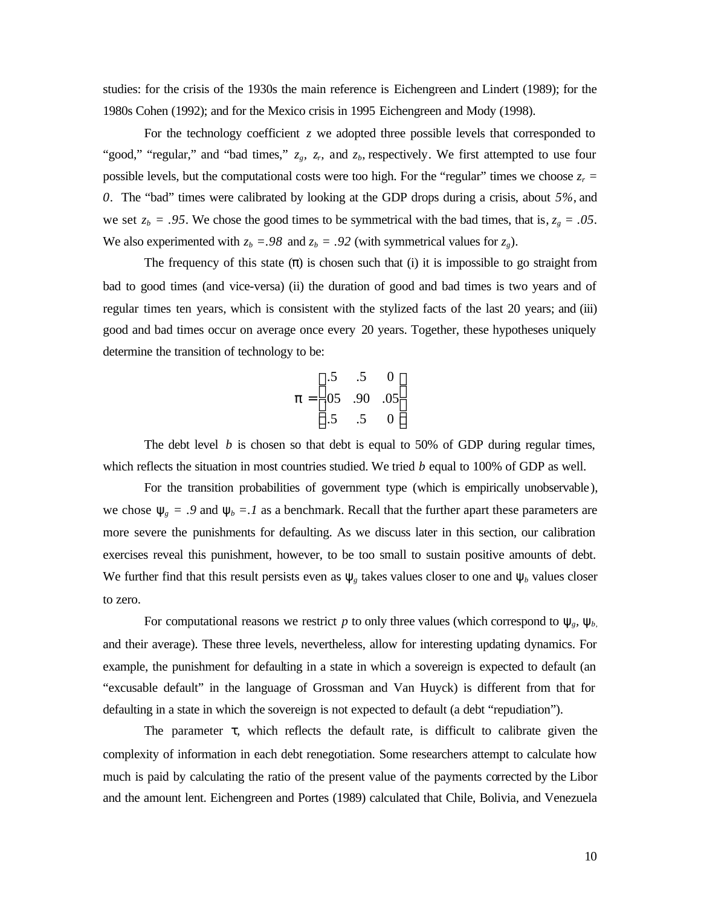studies: for the crisis of the 1930s the main reference is Eichengreen and Lindert (1989); for the 1980s Cohen (1992); and for the Mexico crisis in 1995 Eichengreen and Mody (1998).

For the technology coefficient $z$ we adopted three possible levels that corresponded to "good," "regular," and "bad times," $z_g$, $z_r$, and $z_b$, respectively. We first attempted to use four possible levels, but the computational costs were too high. For the "regular" times we choose $z_r = 0$. The "bad" times were calibrated by looking at the GDP drops during a crisis, about *5%*, and we set $z_b = .95$. We chose the good times to be symmetrical with the bad times, that is, $z_g = .05$. We also experimented with $z_b = .98$ and $z_b = .92$ (with symmetrical values for $z_g$).

The frequency of this state ($\pi$) is chosen such that (i) it is impossible to go straight from bad to good times (and vice-versa) (ii) the duration of good and bad times is two years and of regular times ten years, which is consistent with the stylized facts of the last 20 years; and (iii) good and bad times occur on average once every 20 years. Together, these hypotheses uniquely determine the transition of technology to be:

$$\pi = \begin{bmatrix} .5 & .5 & 0 \\ .05 & .90 & .05 \\ .5 & .5 & 0 \end{bmatrix}$$

The debt level $b$ is chosen so that debt is equal to 50% of GDP during regular times, which reflects the situation in most countries studied. We tried $b$ equal to 100% of GDP as well.

For the transition probabilities of government type (which is empirically unobservable), we chose $\psi_g = .9$ and $\psi_b = .1$ as a benchmark. Recall that the further apart these parameters are more severe the punishments for defaulting. As we discuss later in this section, our calibration exercises reveal this punishment, however, to be too small to sustain positive amounts of debt. We further find that this result persists even as $\psi_g$ takes values closer to one and $\psi_b$ values closer to zero.

For computational reasons we restrict $p$ to only three values (which correspond to $\psi_g$, $\psi_b$, and their average). These three levels, nevertheless, allow for interesting updating dynamics. For example, the punishment for defaulting in a state in which a sovereign is expected to default (an "excusable default" in the language of Grossman and Van Huyck) is different from that for defaulting in a state in which the sovereign is not expected to default (a debt "repudiation").

The parameter $\tau$, which reflects the default rate, is difficult to calibrate given the complexity of information in each debt renegotiation. Some researchers attempt to calculate how much is paid by calculating the ratio of the present value of the payments corrected by the Libor and the amount lent. Eichengreen and Portes (1989) calculated that Chile, Bolivia, and Venezuela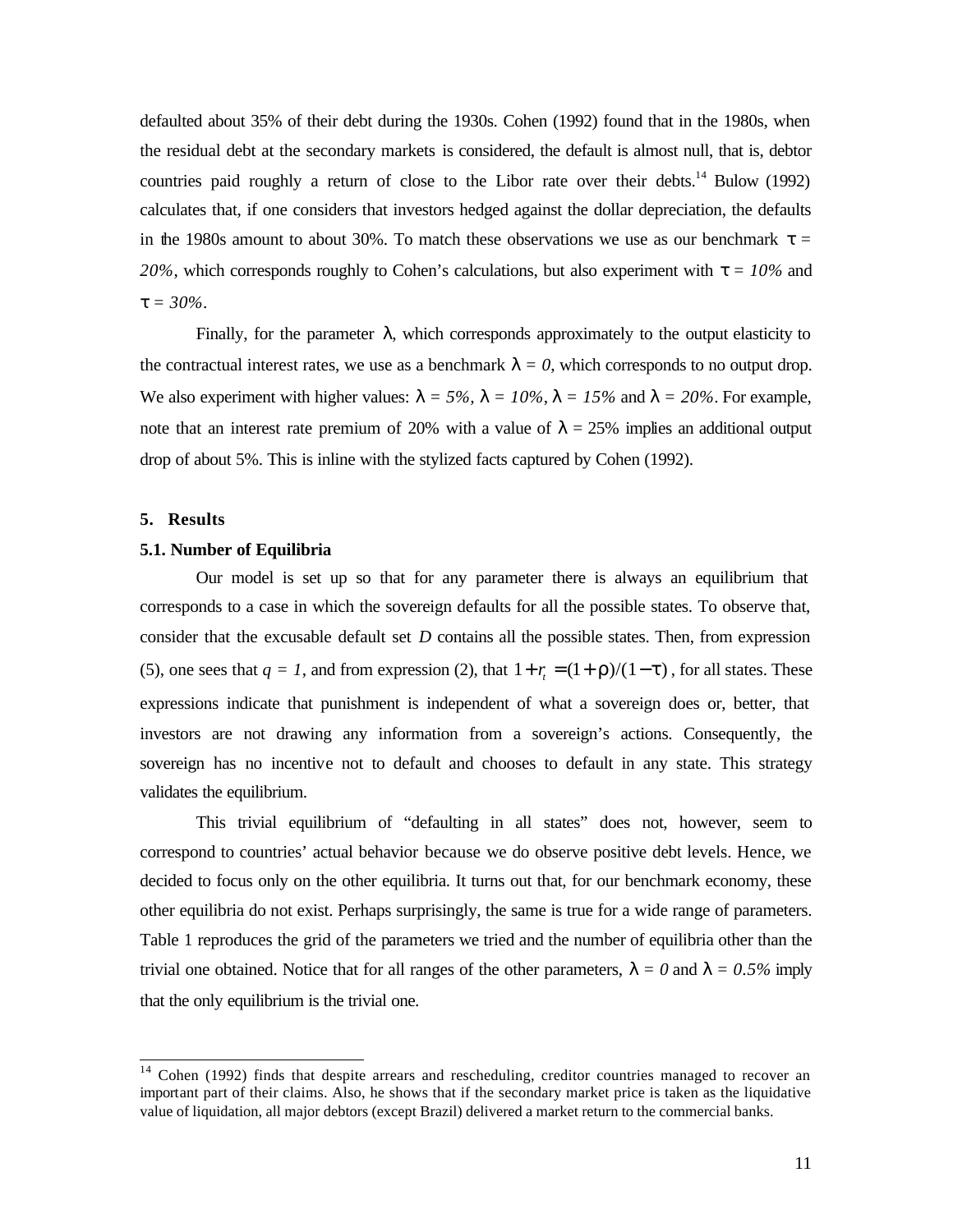defaulted about 35% of their debt during the 1930s. Cohen (1992) found that in the 1980s, when the residual debt at the secondary markets is considered, the default is almost null, that is, debtor countries paid roughly a return of close to the Libor rate over their debts.[14] Bulow (1992) calculates that, if one considers that investors hedged against the dollar depreciation, the defaults in the 1980s amount to about 30%. To match these observations we use as our benchmark $\tau = 20\%$, which corresponds roughly to Cohen's calculations, but also experiment with $\tau = 10\%$ and $\tau = 30\%$.

Finally, for the parameter $\lambda$, which corresponds approximately to the output elasticity to the contractual interest rates, we use as a benchmark $\lambda = 0$, which corresponds to no output drop. We also experiment with higher values: $\lambda = 5\%$, $\lambda = 10\%$, $\lambda = 15\%$ and $\lambda = 20\%$. For example, note that an interest rate premium of 20% with a value of $\lambda = 25\%$ implies an additional output drop of about 5%. This is inline with the stylized facts captured by Cohen (1992).

## 5. Results

### 5.1. Number of Equilibria

Our model is set up so that for any parameter there is always an equilibrium that corresponds to a case in which the sovereign defaults for all the possible states. To observe that, consider that the excusable default set *D* contains all the possible states. Then, from expression (5), one sees that $q = 1$, and from expression (2), that $1 + r_t = (1+\rho)/(1-\tau)$, for all states. These expressions indicate that punishment is independent of what a sovereign does or, better, that investors are not drawing any information from a sovereign's actions. Consequently, the sovereign has no incentive not to default and chooses to default in any state. This strategy validates the equilibrium.

This trivial equilibrium of "defaulting in all states" does not, however, seem to correspond to countries' actual behavior because we do observe positive debt levels. Hence, we decided to focus only on the other equilibria. It turns out that, for our benchmark economy, these other equilibria do not exist. Perhaps surprisingly, the same is true for a wide range of parameters. Table 1 reproduces the grid of the parameters we tried and the number of equilibria other than the trivial one obtained. Notice that for all ranges of the other parameters, $\lambda = 0$ and $\lambda = 0.5\%$ imply that the only equilibrium is the trivial one.

---

[14] Cohen (1992) finds that despite arrears and rescheduling, creditor countries managed to recover an important part of their claims. Also, he shows that if the secondary market price is taken as the liquidative value of liquidation, all major debtors (except Brazil) delivered a market return to the commercial banks.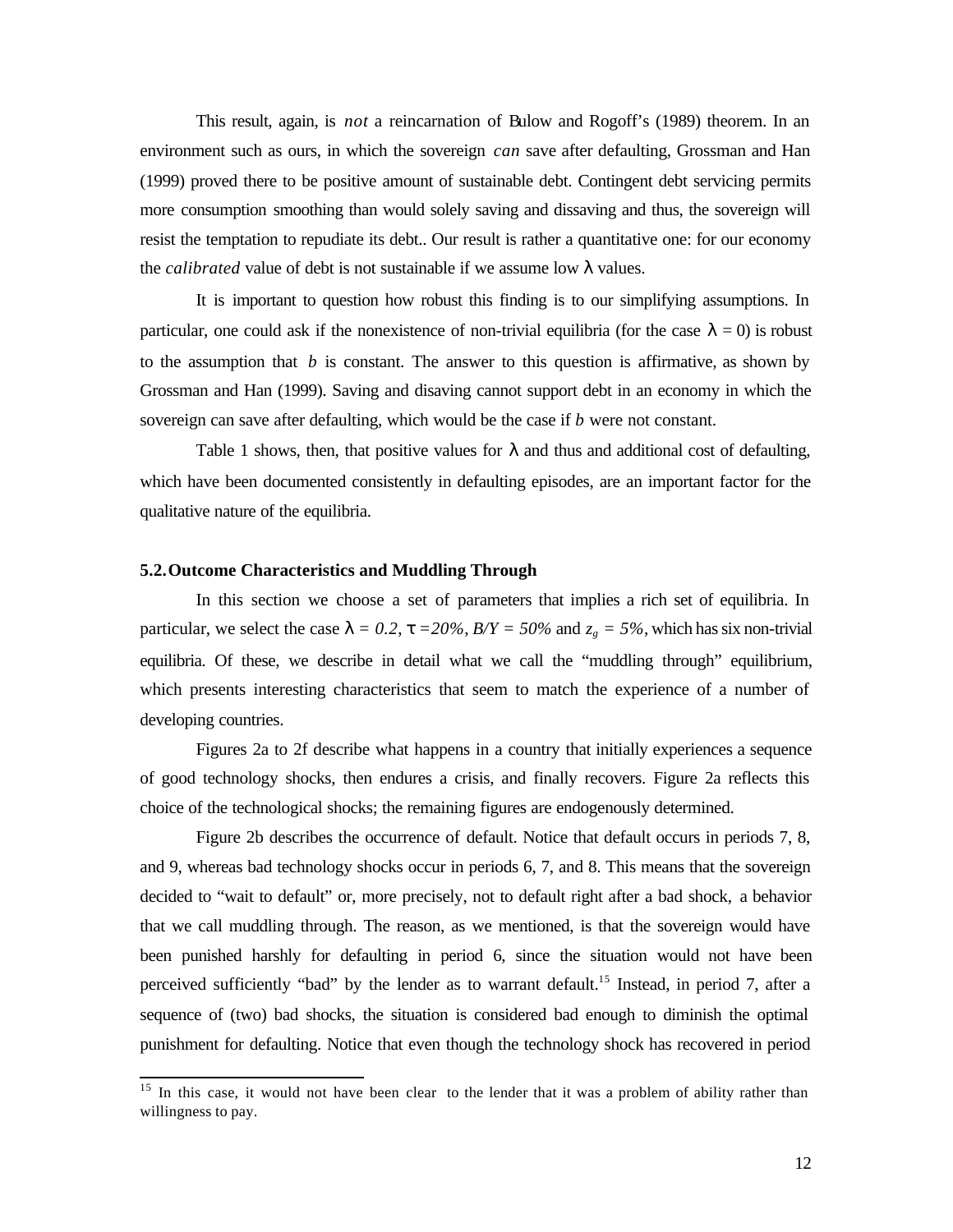This result, again, is *not* a reincarnation of Bulow and Rogoff's (1989) theorem. In an environment such as ours, in which the sovereign *can* save after defaulting, Grossman and Han (1999) proved there to be positive amount of sustainable debt. Contingent debt servicing permits more consumption smoothing than would solely saving and dissaving and thus, the sovereign will resist the temptation to repudiate its debt.. Our result is rather a quantitative one: for our economy the *calibrated* value of debt is not sustainable if we assume low $\lambda$ values.

It is important to question how robust this finding is to our simplifying assumptions. In particular, one could ask if the nonexistence of non-trivial equilibria (for the case $\lambda = 0$) is robust to the assumption that $b$ is constant. The answer to this question is affirmative, as shown by Grossman and Han (1999). Saving and disaving cannot support debt in an economy in which the sovereign can save after defaulting, which would be the case if $b$ were not constant.

Table 1 shows, then, that positive values for $\lambda$ and thus and additional cost of defaulting, which have been documented consistently in defaulting episodes, are an important factor for the qualitative nature of the equilibria.

### 5.2. Outcome Characteristics and Muddling Through

In this section we choose a set of parameters that implies a rich set of equilibria. In particular, we select the case $\lambda = 0.2$, $\tau = 20\%$, $B/Y = 50\%$ and $z_g = 5\%$, which has six non-trivial equilibria. Of these, we describe in detail what we call the "muddling through" equilibrium, which presents interesting characteristics that seem to match the experience of a number of developing countries.

Figures 2a to 2f describe what happens in a country that initially experiences a sequence of good technology shocks, then endures a crisis, and finally recovers. Figure 2a reflects this choice of the technological shocks; the remaining figures are endogenously determined.

Figure 2b describes the occurrence of default. Notice that default occurs in periods 7, 8, and 9, whereas bad technology shocks occur in periods 6, 7, and 8. This means that the sovereign decided to "wait to default" or, more precisely, not to default right after a bad shock, a behavior that we call muddling through. The reason, as we mentioned, is that the sovereign would have been punished harshly for defaulting in period 6, since the situation would not have been perceived sufficiently "bad" by the lender as to warrant default.[15] Instead, in period 7, after a sequence of (two) bad shocks, the situation is considered bad enough to diminish the optimal punishment for defaulting. Notice that even though the technology shock has recovered in period

[15] In this case, it would not have been clear to the lender that it was a problem of ability rather than willingness to pay.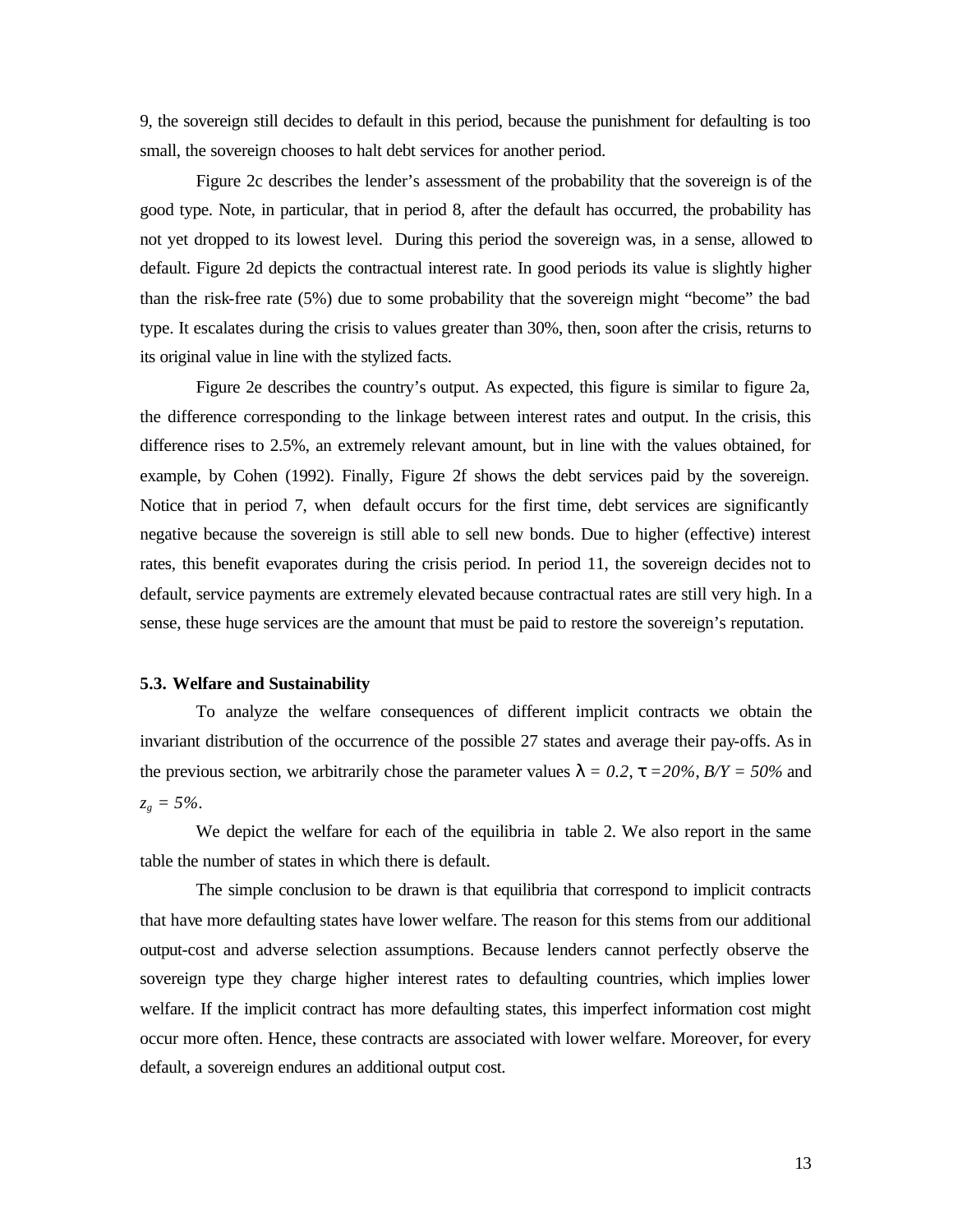9, the sovereign still decides to default in this period, because the punishment for defaulting is too small, the sovereign chooses to halt debt services for another period.

Figure 2c describes the lender's assessment of the probability that the sovereign is of the good type. Note, in particular, that in period 8, after the default has occurred, the probability has not yet dropped to its lowest level. During this period the sovereign was, in a sense, allowed to default. Figure 2d depicts the contractual interest rate. In good periods its value is slightly higher than the risk-free rate (5%) due to some probability that the sovereign might "become" the bad type. It escalates during the crisis to values greater than 30%, then, soon after the crisis, returns to its original value in line with the stylized facts.

Figure 2e describes the country's output. As expected, this figure is similar to figure 2a, the difference corresponding to the linkage between interest rates and output. In the crisis, this difference rises to 2.5%, an extremely relevant amount, but in line with the values obtained, for example, by Cohen (1992). Finally, Figure 2f shows the debt services paid by the sovereign. Notice that in period 7, when default occurs for the first time, debt services are significantly negative because the sovereign is still able to sell new bonds. Due to higher (effective) interest rates, this benefit evaporates during the crisis period. In period 11, the sovereign decides not to default, service payments are extremely elevated because contractual rates are still very high. In a sense, these huge services are the amount that must be paid to restore the sovereign's reputation.

### 5.3. Welfare and Sustainability

To analyze the welfare consequences of different implicit contracts we obtain the invariant distribution of the occurrence of the possible 27 states and average their pay-offs. As in the previous section, we arbitrarily chose the parameter values $\lambda = 0.2$, $\tau = 20\%$, $B/Y = 50\%$ and $z_g = 5\%$.

We depict the welfare for each of the equilibria in table 2. We also report in the same table the number of states in which there is default.

The simple conclusion to be drawn is that equilibria that correspond to implicit contracts that have more defaulting states have lower welfare. The reason for this stems from our additional output-cost and adverse selection assumptions. Because lenders cannot perfectly observe the sovereign type they charge higher interest rates to defaulting countries, which implies lower welfare. If the implicit contract has more defaulting states, this imperfect information cost might occur more often. Hence, these contracts are associated with lower welfare. Moreover, for every default, a sovereign endures an additional output cost.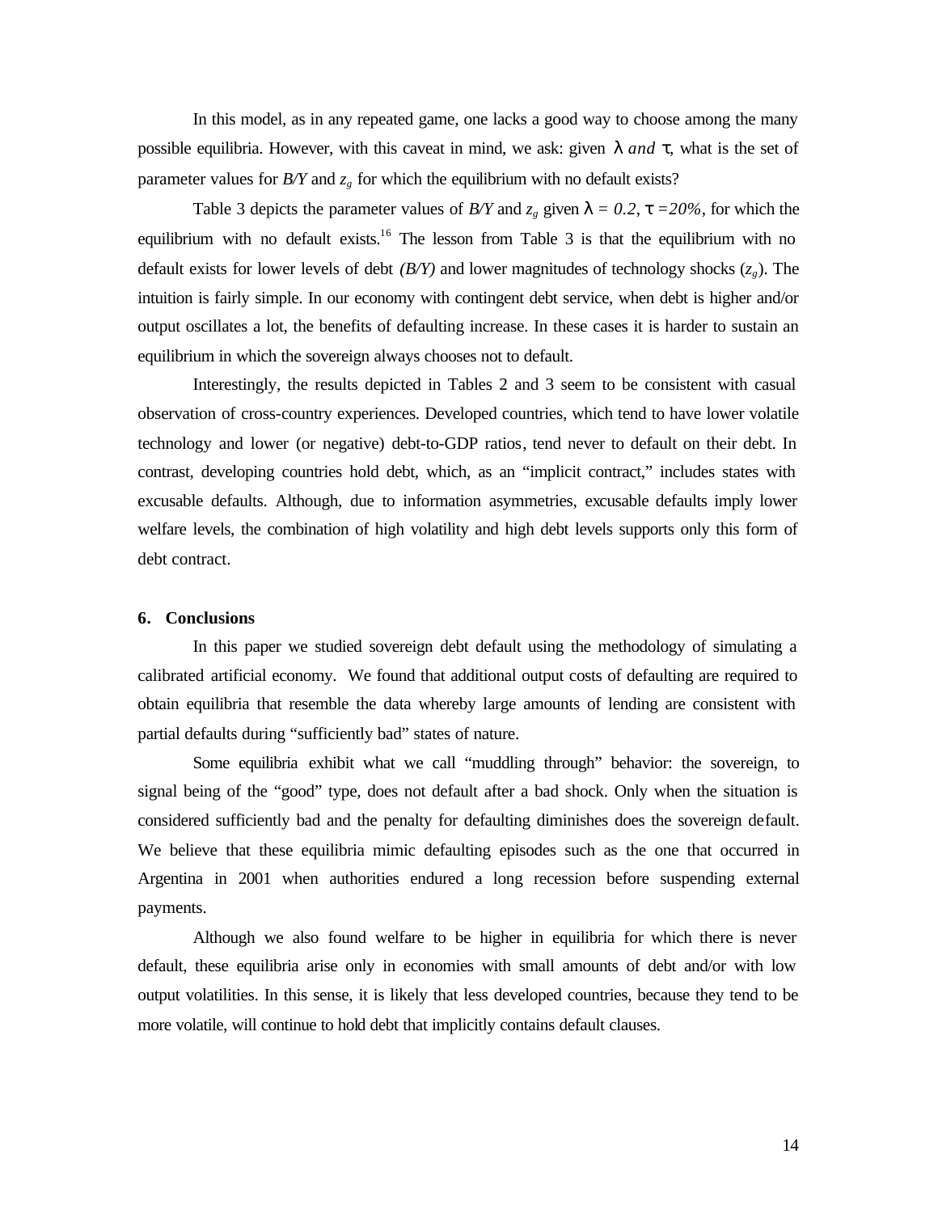In this model, as in any repeated game, one lacks a good way to choose among the many possible equilibria. However, with this caveat in mind, we ask: given $\lambda$ *and* $\tau$, what is the set of parameter values for *B/Y* and $z_g$ for which the equilibrium with no default exists?

Table 3 depicts the parameter values of *B/Y* and $z_g$ given $\lambda = 0.2$, $\tau = 20\%$, for which the equilibrium with no default exists.[16] The lesson from Table 3 is that the equilibrium with no default exists for lower levels of debt *(B/Y)* and lower magnitudes of technology shocks ($z_g$). The intuition is fairly simple. In our economy with contingent debt service, when debt is higher and/or output oscillates a lot, the benefits of defaulting increase. In these cases it is harder to sustain an equilibrium in which the sovereign always chooses not to default.

Interestingly, the results depicted in Tables 2 and 3 seem to be consistent with casual observation of cross-country experiences. Developed countries, which tend to have lower volatile technology and lower (or negative) debt-to-GDP ratios, tend never to default on their debt. In contrast, developing countries hold debt, which, as an "implicit contract," includes states with excusable defaults. Although, due to information asymmetries, excusable defaults imply lower welfare levels, the combination of high volatility and high debt levels supports only this form of debt contract.

## 6. Conclusions

In this paper we studied sovereign debt default using the methodology of simulating a calibrated artificial economy. We found that additional output costs of defaulting are required to obtain equilibria that resemble the data whereby large amounts of lending are consistent with partial defaults during "sufficiently bad" states of nature.

Some equilibria exhibit what we call "muddling through" behavior: the sovereign, to signal being of the "good" type, does not default after a bad shock. Only when the situation is considered sufficiently bad and the penalty for defaulting diminishes does the sovereign default. We believe that these equilibria mimic defaulting episodes such as the one that occurred in Argentina in 2001 when authorities endured a long recession before suspending external payments.

Although we also found welfare to be higher in equilibria for which there is never default, these equilibria arise only in economies with small amounts of debt and/or with low output volatilities. In this sense, it is likely that less developed countries, because they tend to be more volatile, will continue to hold debt that implicitly contains default clauses.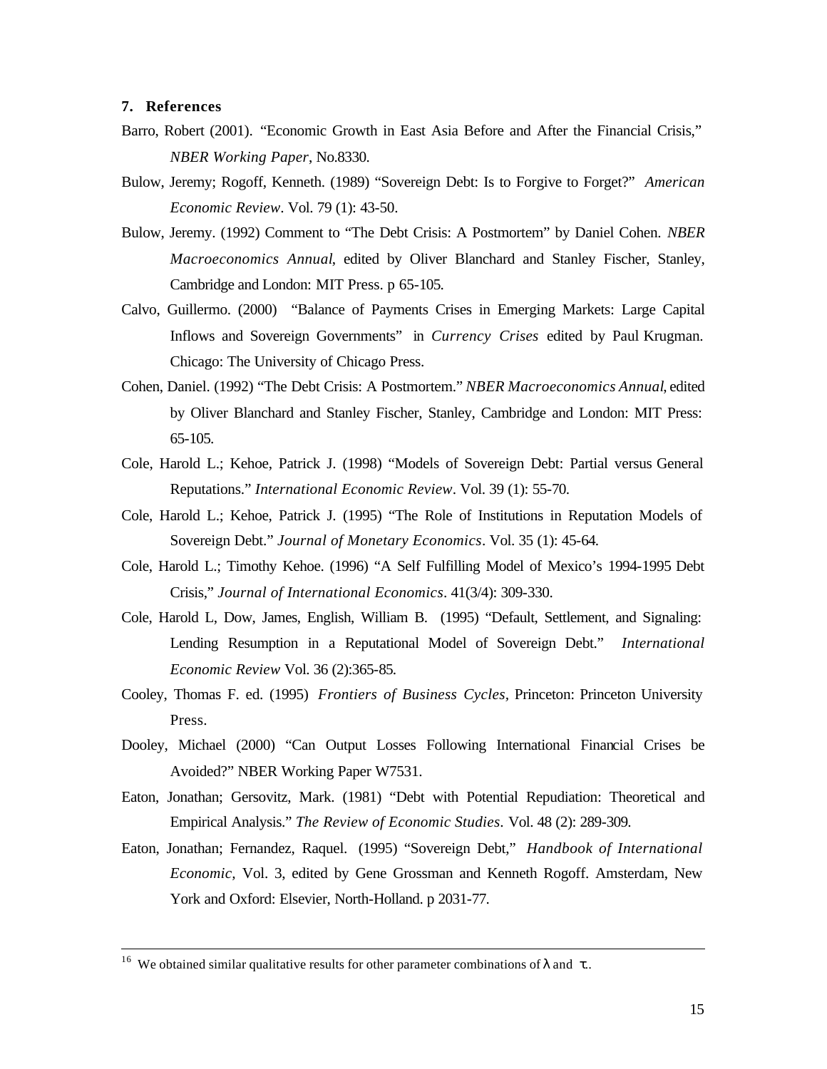## 7. References

Barro, Robert (2001). "Economic Growth in East Asia Before and After the Financial Crisis," *NBER Working Paper*, No.8330.

Bulow, Jeremy; Rogoff, Kenneth. (1989) "Sovereign Debt: Is to Forgive to Forget?" *American Economic Review*. Vol. 79 (1): 43-50.

Bulow, Jeremy. (1992) Comment to "The Debt Crisis: A Postmortem" by Daniel Cohen. *NBER Macroeconomics Annual*, edited by Oliver Blanchard and Stanley Fischer, Stanley, Cambridge and London: MIT Press. p 65-105.

Calvo, Guillermo. (2000) "Balance of Payments Crises in Emerging Markets: Large Capital Inflows and Sovereign Governments" in *Currency Crises* edited by Paul Krugman. Chicago: The University of Chicago Press.

Cohen, Daniel. (1992) "The Debt Crisis: A Postmortem." *NBER Macroeconomics Annual*, edited by Oliver Blanchard and Stanley Fischer, Stanley, Cambridge and London: MIT Press: 65-105.

Cole, Harold L.; Kehoe, Patrick J. (1998) "Models of Sovereign Debt: Partial versus General Reputations." *International Economic Review*. Vol. 39 (1): 55-70.

Cole, Harold L.; Kehoe, Patrick J. (1995) "The Role of Institutions in Reputation Models of Sovereign Debt." *Journal of Monetary Economics*. Vol. 35 (1): 45-64.

Cole, Harold L.; Timothy Kehoe. (1996) "A Self Fulfilling Model of Mexico's 1994-1995 Debt Crisis," *Journal of International Economics*. 41(3/4): 309-330.

Cole, Harold L, Dow, James, English, William B. (1995) "Default, Settlement, and Signaling: Lending Resumption in a Reputational Model of Sovereign Debt." *International Economic Review* Vol. 36 (2):365-85.

Cooley, Thomas F. ed. (1995) *Frontiers of Business Cycles*, Princeton: Princeton University Press.

Dooley, Michael (2000) "Can Output Losses Following International Financial Crises be Avoided?" NBER Working Paper W7531.

Eaton, Jonathan; Gersovitz, Mark. (1981) "Debt with Potential Repudiation: Theoretical and Empirical Analysis." *The Review of Economic Studies*. Vol. 48 (2): 289-309.

Eaton, Jonathan; Fernandez, Raquel. (1995) "Sovereign Debt," *Handbook of International Economic*, Vol. 3, edited by Gene Grossman and Kenneth Rogoff. Amsterdam, New York and Oxford: Elsevier, North-Holland. p 2031-77.

---

[16] We obtained similar qualitative results for other parameter combinations of $\lambda$ and $\tau$.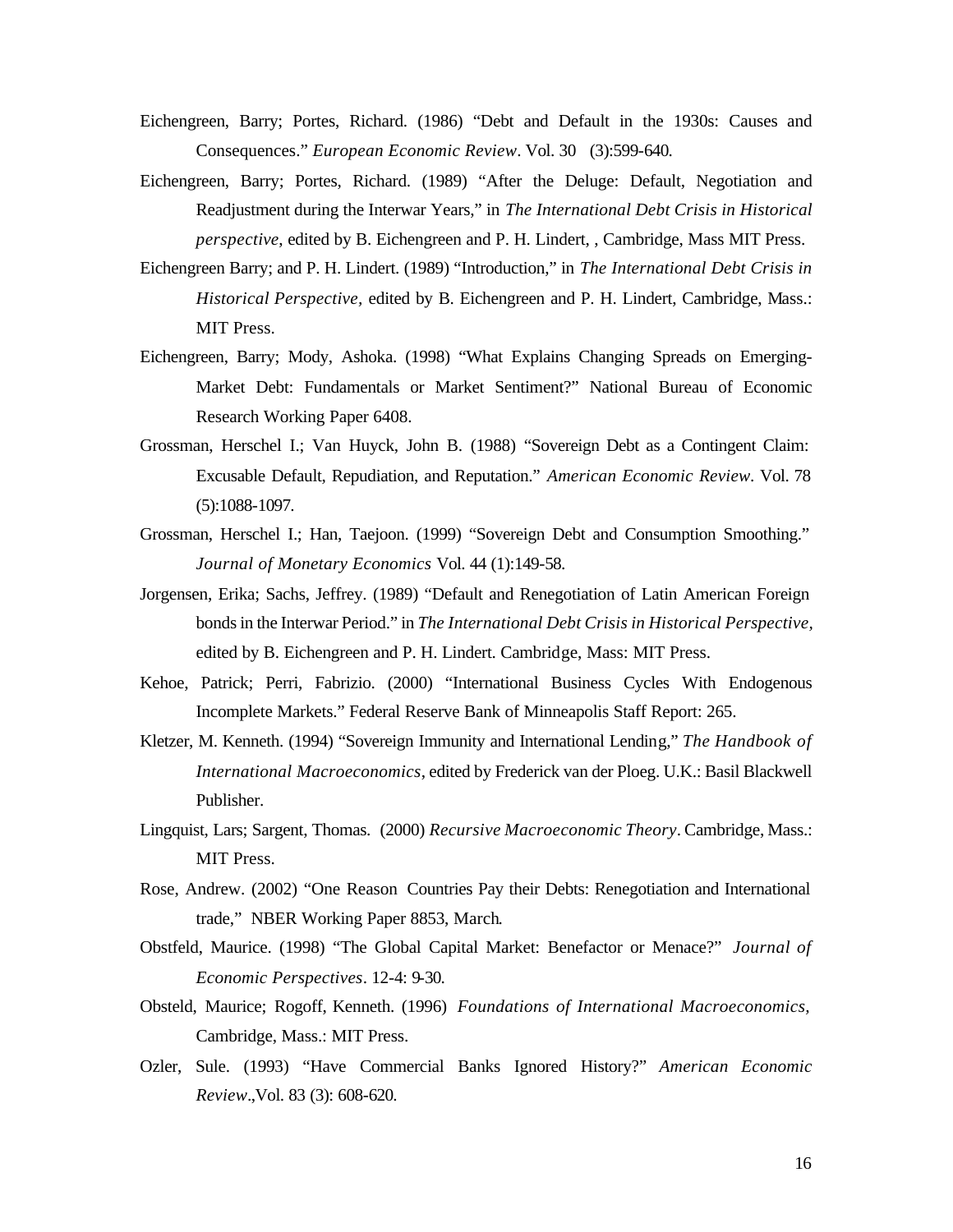Eichengreen, Barry; Portes, Richard. (1986) "Debt and Default in the 1930s: Causes and Consequences." *European Economic Review*. Vol. 30 (3):599-640.

Eichengreen, Barry; Portes, Richard. (1989) "After the Deluge: Default, Negotiation and Readjustment during the Interwar Years," in *The International Debt Crisis in Historical perspective*, edited by B. Eichengreen and P. H. Lindert, , Cambridge, Mass MIT Press.

Eichengreen Barry; and P. H. Lindert. (1989) "Introduction," in *The International Debt Crisis in Historical Perspective,* edited by B. Eichengreen and P. H. Lindert, Cambridge, Mass.: MIT Press.

Eichengreen, Barry; Mody, Ashoka. (1998) "What Explains Changing Spreads on Emerging-Market Debt: Fundamentals or Market Sentiment?" National Bureau of Economic Research Working Paper 6408.

Grossman, Herschel I.; Van Huyck, John B. (1988) "Sovereign Debt as a Contingent Claim: Excusable Default, Repudiation, and Reputation." *American Economic Review*. Vol. 78 (5):1088-1097.

Grossman, Herschel I.; Han, Taejoon. (1999) "Sovereign Debt and Consumption Smoothing." *Journal of Monetary Economics* Vol. 44 (1):149-58.

Jorgensen, Erika; Sachs, Jeffrey. (1989) "Default and Renegotiation of Latin American Foreign bonds in the Interwar Period." in *The International Debt Crisis in Historical Perspective*, edited by B. Eichengreen and P. H. Lindert. Cambridge, Mass: MIT Press.

Kehoe, Patrick; Perri, Fabrizio. (2000) "International Business Cycles With Endogenous Incomplete Markets." Federal Reserve Bank of Minneapolis Staff Report: 265.

Kletzer, M. Kenneth. (1994) "Sovereign Immunity and International Lending," *The Handbook of International Macroeconomics*, edited by Frederick van der Ploeg. U.K.: Basil Blackwell Publisher.

Lingquist, Lars; Sargent, Thomas. (2000) *Recursive Macroeconomic Theory*. Cambridge, Mass.: MIT Press.

Rose, Andrew. (2002) "One Reason Countries Pay their Debts: Renegotiation and International trade," NBER Working Paper 8853, March.

Obstfeld, Maurice. (1998) "The Global Capital Market: Benefactor or Menace?" *Journal of Economic Perspectives*. 12-4: 9-30.

Obsteld, Maurice; Rogoff, Kenneth. (1996) *Foundations of International Macroeconomics*, Cambridge, Mass.: MIT Press.

Ozler, Sule. (1993) "Have Commercial Banks Ignored History?" *American Economic Review*.,Vol. 83 (3): 608-620.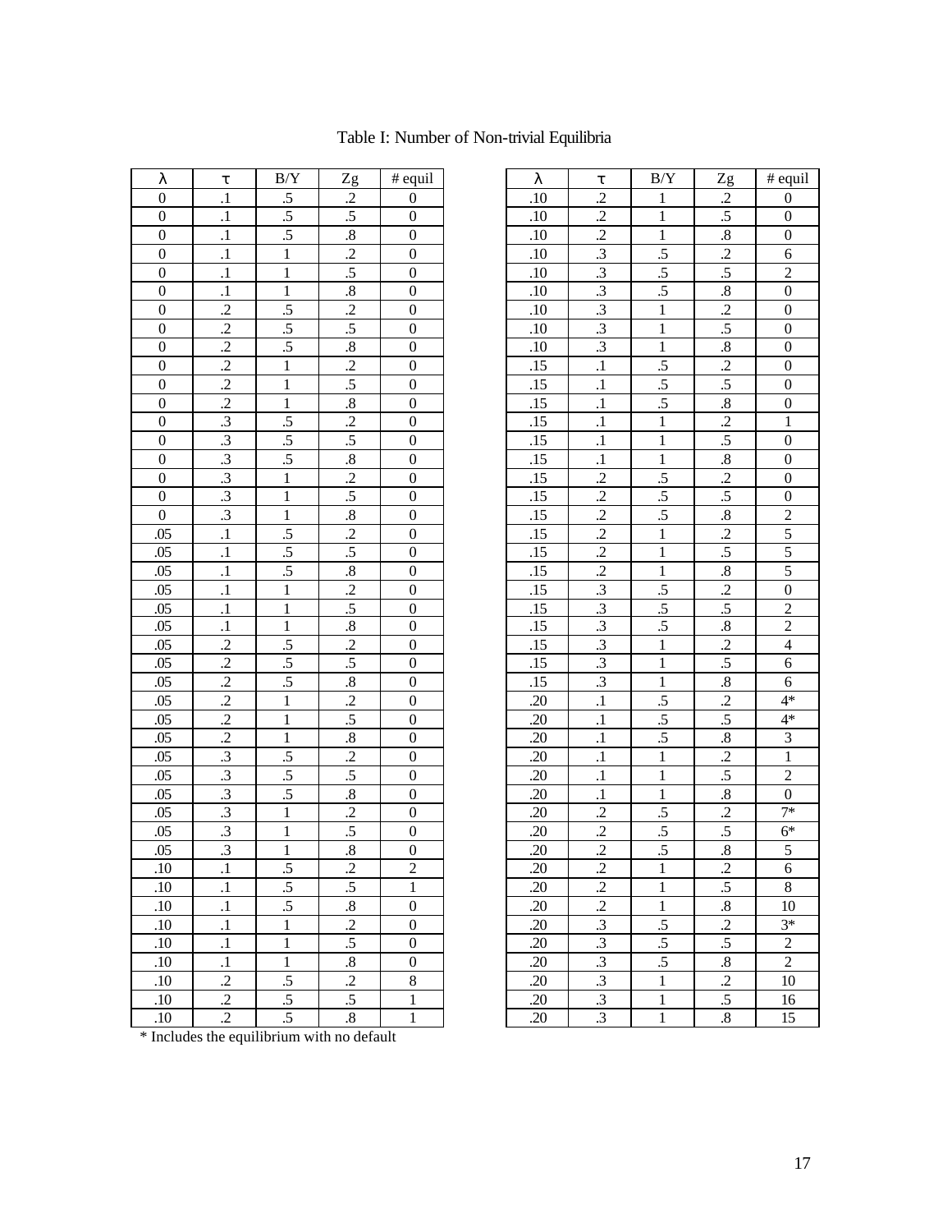Table I: Number of Non-trivial Equilibria

| λ | τ | B/Y | Zg | # equil |
|---|---|---|---|---|
| 0 | .1 | .5 | .2 | 0 |
| 0 | .1 | .5 | .5 | 0 |
| 0 | .1 | .5 | .8 | 0 |
| 0 | .1 | 1 | .2 | 0 |
| 0 | .1 | 1 | .5 | 0 |
| 0 | .1 | 1 | .8 | 0 |
| 0 | .2 | .5 | .2 | 0 |
| 0 | .2 | .5 | .5 | 0 |
| 0 | .2 | .5 | .8 | 0 |
| 0 | .2 | 1 | .2 | 0 |
| 0 | .2 | 1 | .5 | 0 |
| 0 | .2 | 1 | .8 | 0 |
| 0 | .3 | .5 | .2 | 0 |
| 0 | .3 | .5 | .5 | 0 |
| 0 | .3 | .5 | .8 | 0 |
| 0 | .3 | 1 | .2 | 0 |
| 0 | .3 | 1 | .5 | 0 |
| 0 | .3 | 1 | .8 | 0 |
| .05 | .1 | .5 | .2 | 0 |
| .05 | .1 | .5 | .5 | 0 |
| .05 | .1 | .5 | .8 | 0 |
| .05 | .1 | 1 | .2 | 0 |
| .05 | .1 | 1 | .5 | 0 |
| .05 | .1 | 1 | .8 | 0 |
| .05 | .2 | .5 | .2 | 0 |
| .05 | .2 | .5 | .5 | 0 |
| .05 | .2 | .5 | .8 | 0 |
| .05 | .2 | 1 | .2 | 0 |
| .05 | .2 | 1 | .5 | 0 |
| .05 | .2 | 1 | .8 | 0 |
| .05 | .3 | .5 | .2 | 0 |
| .05 | .3 | .5 | .5 | 0 |
| .05 | .3 | .5 | .8 | 0 |
| .05 | .3 | 1 | .2 | 0 |
| .05 | .3 | 1 | .5 | 0 |
| .05 | .3 | 1 | .8 | 0 |
| .10 | .1 | .5 | .2 | 2 |
| .10 | .1 | .5 | .5 | 1 |
| .10 | .1 | .5 | .8 | 0 |
| .10 | .1 | 1 | .2 | 0 |
| .10 | .1 | 1 | .5 | 0 |
| .10 | .1 | 1 | .8 | 0 |
| .10 | .2 | .5 | .2 | 8 |
| .10 | .2 | .5 | .5 | 1 |
| .10 | .2 | .5 | .8 | 1 |
| .10 | .2 | 1 | .2 | 0 |
| .10 | .2 | 1 | .5 | 0 |
| .10 | .2 | 1 | .8 | 0 |
| .10 | .3 | .5 | .2 | 6 |
| .10 | .3 | .5 | .5 | 2 |
| .10 | .3 | .5 | .8 | 0 |
| .10 | .3 | 1 | .2 | 0 |
| .10 | .3 | 1 | .5 | 0 |
| .10 | .3 | 1 | .8 | 0 |
| .15 | .1 | .5 | .2 | 0 |
| .15 | .1 | .5 | .5 | 0 |
| .15 | .1 | .5 | .8 | 0 |
| .15 | .1 | 1 | .2 | 1 |
| .15 | .1 | 1 | .5 | 0 |
| .15 | .1 | 1 | .8 | 0 |
| .15 | .2 | .5 | .2 | 0 |
| .15 | .2 | .5 | .5 | 0 |
| .15 | .2 | .5 | .8 | 2 |
| .15 | .2 | 1 | .2 | 5 |
| .15 | .2 | 1 | .5 | 5 |
| .15 | .2 | 1 | .8 | 5 |
| .15 | .3 | .5 | .2 | 0 |
| .15 | .3 | .5 | .5 | 2 |
| .15 | .3 | .5 | .8 | 2 |
| .15 | .3 | 1 | .2 | 4 |
| .15 | .3 | 1 | .5 | 6 |
| .15 | .3 | 1 | .8 | 6 |
| .20 | .1 | .5 | .2 | 4* |
| .20 | .1 | .5 | .5 | 4* |
| .20 | .1 | .5 | .8 | 3 |
| .20 | .1 | 1 | .2 | 1 |
| .20 | .1 | 1 | .5 | 2 |
| .20 | .1 | 1 | .8 | 0 |
| .20 | .2 | .5 | .2 | 7* |
| .20 | .2 | .5 | .5 | 6* |
| .20 | .2 | .5 | .8 | 5 |
| .20 | .2 | 1 | .2 | 6 |
| .20 | .2 | 1 | .5 | 8 |
| .20 | .2 | 1 | .8 | 10 |
| .20 | .3 | .5 | .2 | 3* |
| .20 | .3 | .5 | .5 | 2 |
| .20 | .3 | .5 | .8 | 2 |
| .20 | .3 | 1 | .2 | 10 |
| .20 | .3 | 1 | .5 | 16 |
| .20 | .3 | 1 | .8 | 15 |

\* Includes the equilibrium with no default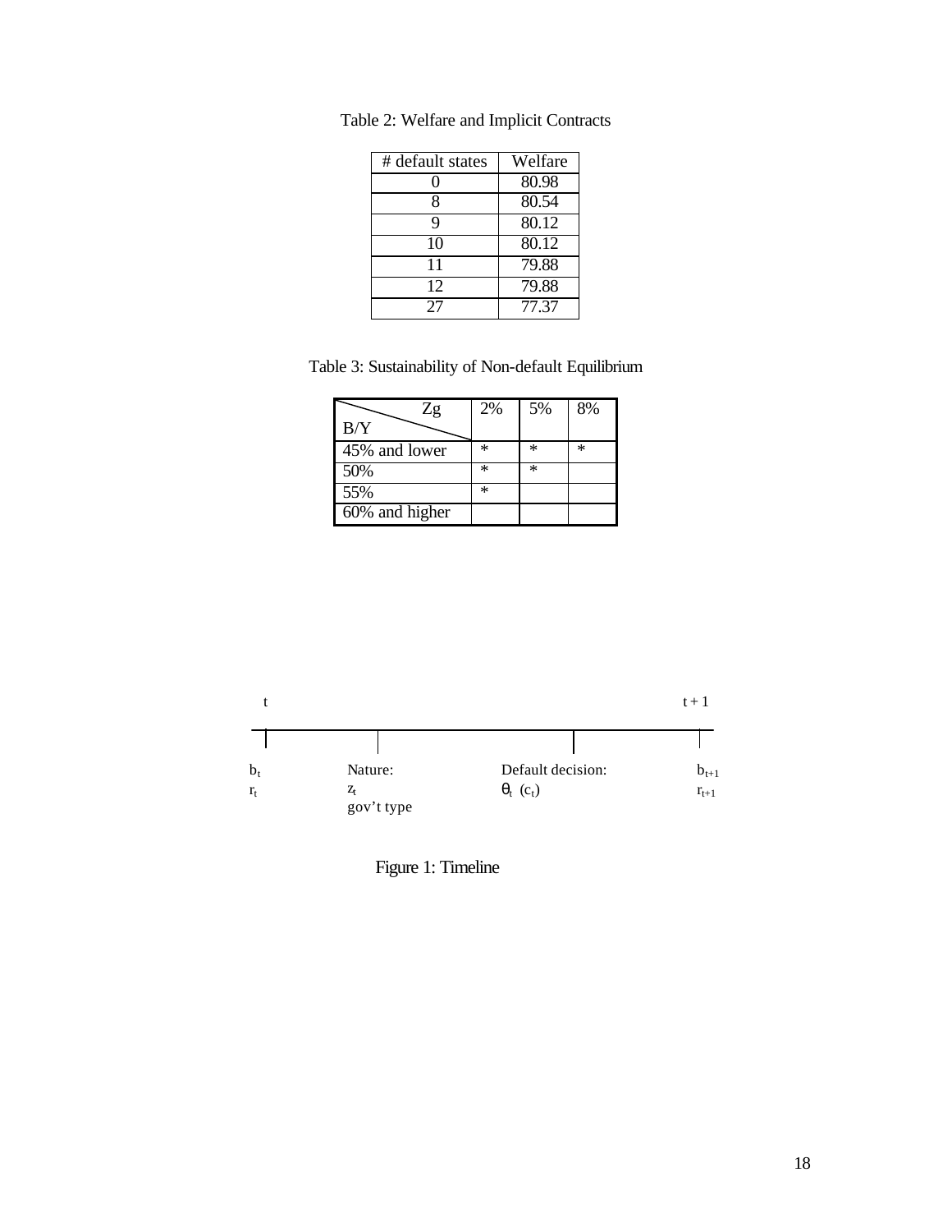Table 2: Welfare and Implicit Contracts

| # default states | Welfare |
|---|---|
| 0 | 80.98 |
| 8 | 80.54 |
| 9 | 80.12 |
| 10 | 80.12 |
| 11 | 79.88 |
| 12 | 79.88 |
| 27 | 77.37 |

Table 3: Sustainability of Non-default Equilibrium

| B/Y \ Zg | 2% | 5% | 8% |
|---|---|---|---|
| 45% and lower | * | * | * |
| 50% | * | * | |
| 55% | * | | |
| 60% and higher | | | |

| t | | | t + 1 |
|---|---|---|---|
| $b_t$<br>$r_t$ | Nature:<br>$z_t$<br>gov't type | Default decision:<br>$\theta_t$ ($c_t$) | $b_{t+1}$<br>$r_{t+1}$ |

Figure 1: Timeline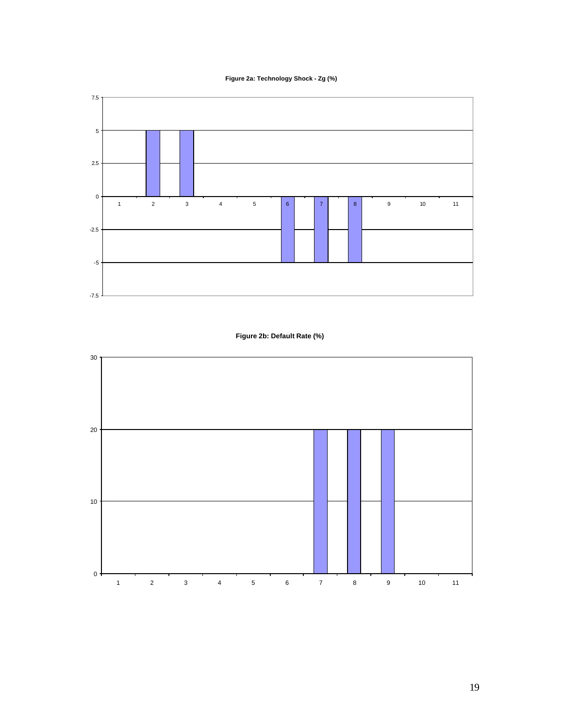**Figure 2a: Technology Shock - Zg (%)**

7.5
5
2.5
0
-2.5
-5
-7.5

1 2 3 4 5 6 7 8 9 10 11

**Figure 2b: Default Rate (%)**

30
20
10
0

1 2 3 4 5 6 7 8 9 10 11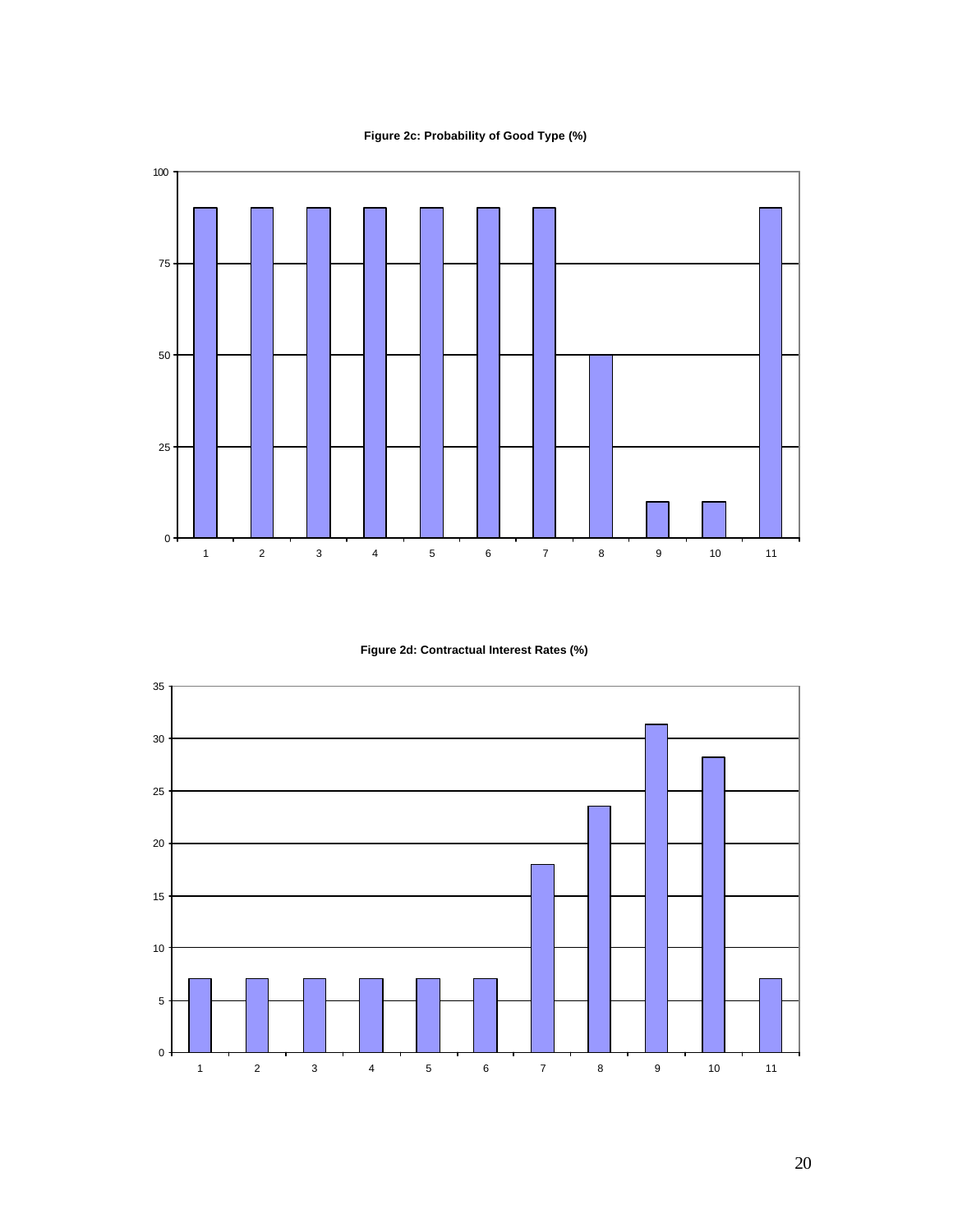**Figure 2c: Probability of Good Type (%)**

**Figure 2d: Contractual Interest Rates (%)**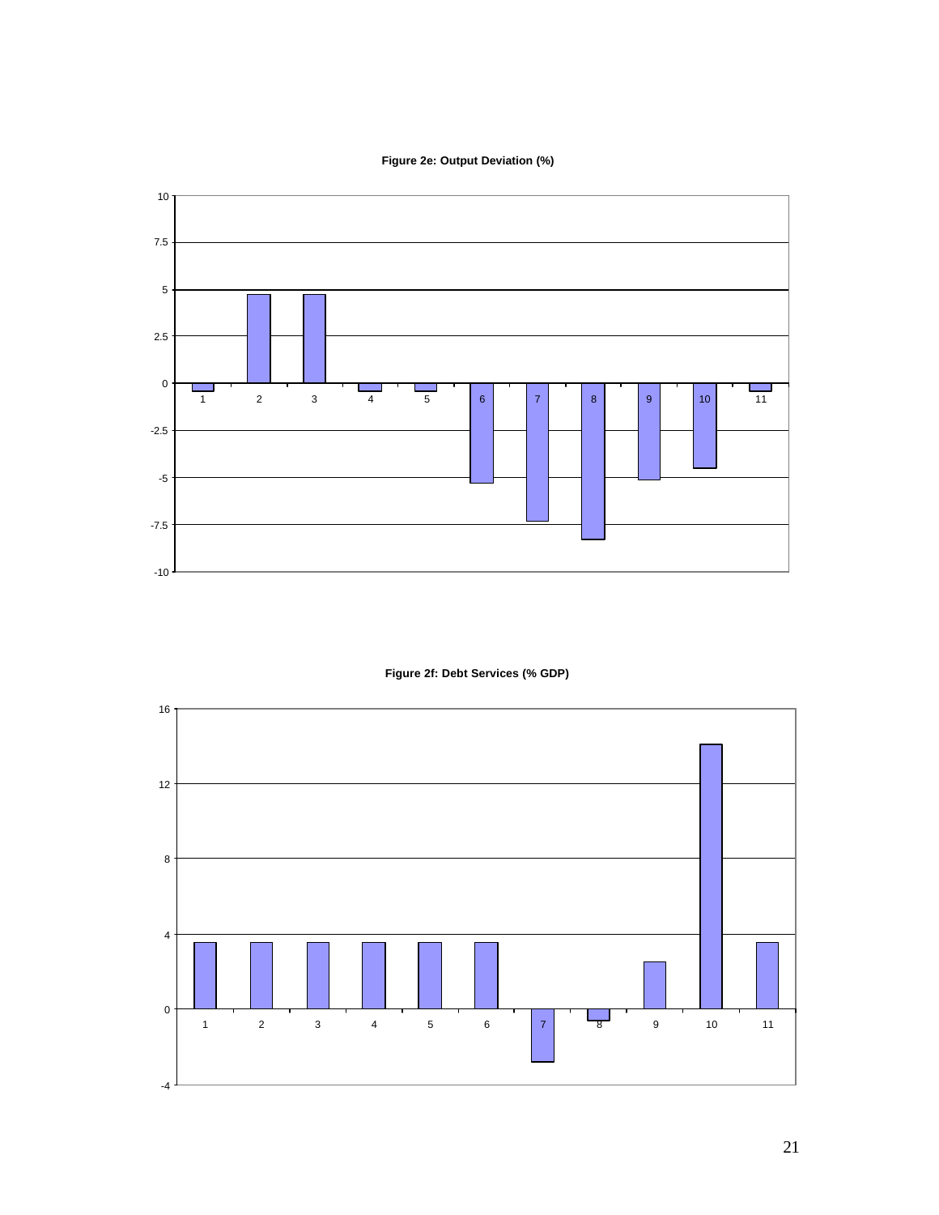**Figure 2e: Output Deviation (%)**

10
7.5
5
2.5
0
-2.5
-5
-7.5
-10

1 2 3 4 5 6 7 8 9 10 11

**Figure 2f: Debt Services (% GDP)**

16
12
8
4
0
-4

1 2 3 4 5 6 7 8 9 10 11